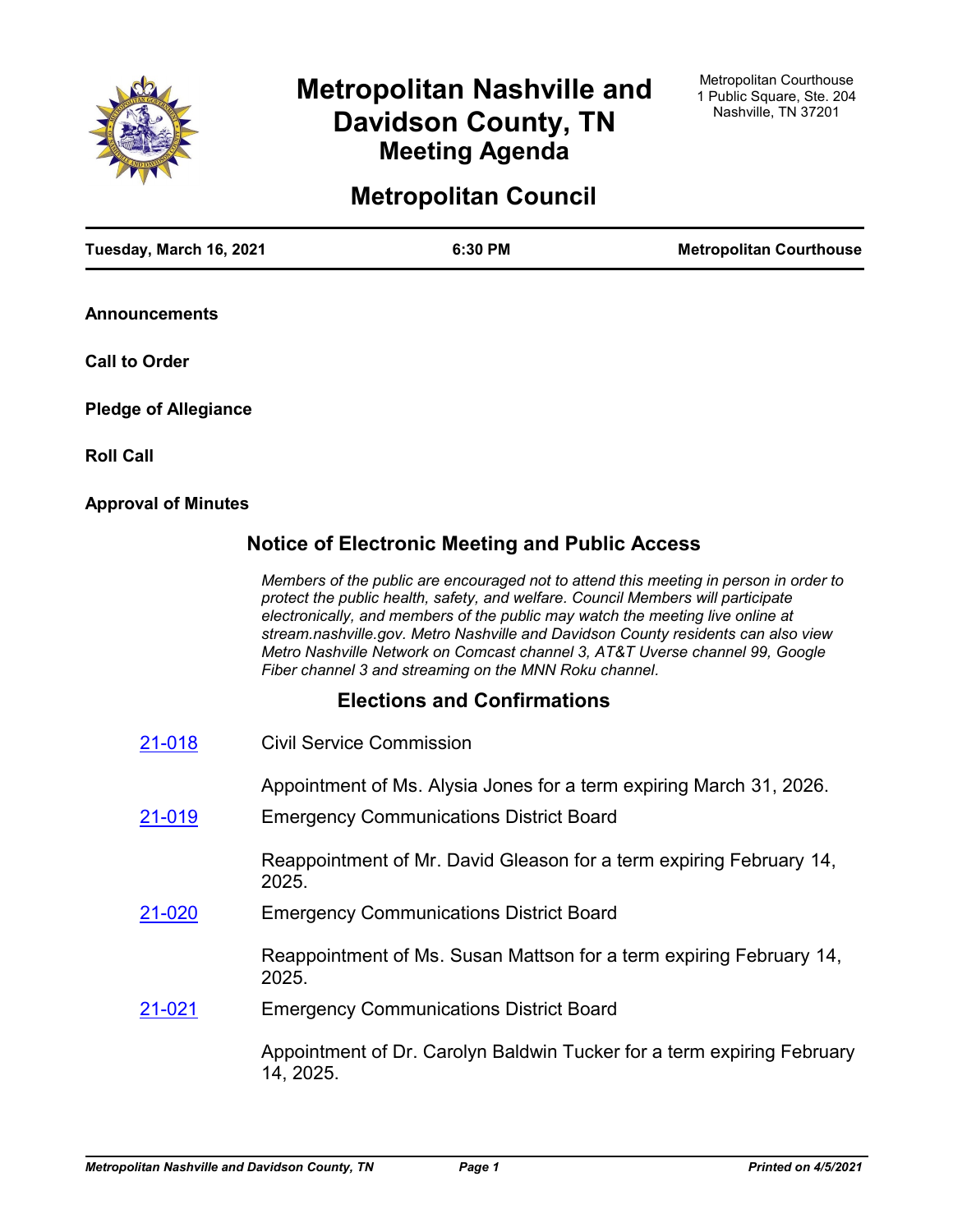# Metropolitan Nashville and Davidson County, TN
## Meeting Agenda

Metropolitan Courthouse
1 Public Square, Ste. 204
Nashville, TN 37201

# Metropolitan Council

**Tuesday, March 16, 2021** | **6:30 PM** | **Metropolitan Courthouse**

**Announcements**

**Call to Order**

**Pledge of Allegiance**

**Roll Call**

**Approval of Minutes**

## Notice of Electronic Meeting and Public Access

*Members of the public are encouraged not to attend this meeting in person in order to protect the public health, safety, and welfare. Council Members will participate electronically, and members of the public may watch the meeting live online at stream.nashville.gov. Metro Nashville and Davidson County residents can also view Metro Nashville Network on Comcast channel 3, AT&T Uverse channel 99, Google Fiber channel 3 and streaming on the MNN Roku channel.*

## Elections and Confirmations

**21-018** Civil Service Commission

Appointment of Ms. Alysia Jones for a term expiring March 31, 2026.

**21-019** Emergency Communications District Board

Reappointment of Mr. David Gleason for a term expiring February 14, 2025.

**21-020** Emergency Communications District Board

Reappointment of Ms. Susan Mattson for a term expiring February 14, 2025.

**21-021** Emergency Communications District Board

Appointment of Dr. Carolyn Baldwin Tucker for a term expiring February 14, 2025.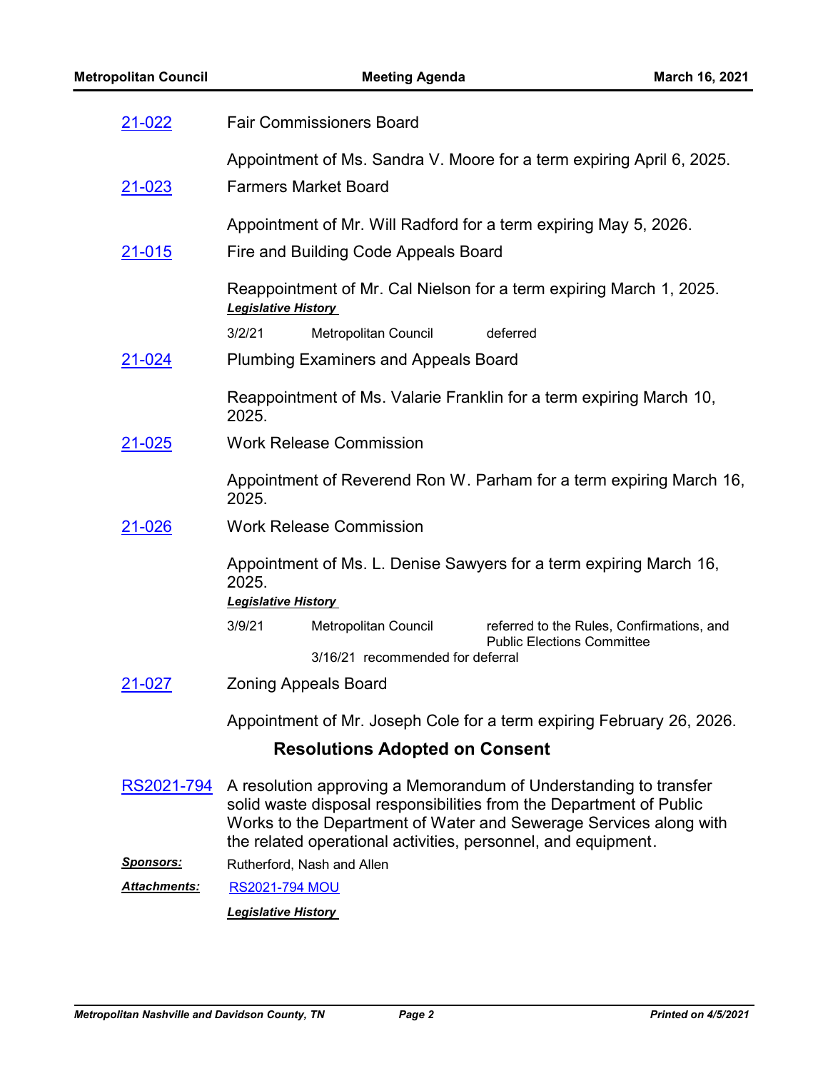21-022 Fair Commissioners Board

Appointment of Ms. Sandra V. Moore for a term expiring April 6, 2025.

21-023 Farmers Market Board

Appointment of Mr. Will Radford for a term expiring May 5, 2026.

21-015 Fire and Building Code Appeals Board

Reappointment of Mr. Cal Nielson for a term expiring March 1, 2025.

***Legislative History***

| | | |
|---|---|---|
| 3/2/21 | Metropolitan Council | deferred |

21-024 Plumbing Examiners and Appeals Board

Reappointment of Ms. Valarie Franklin for a term expiring March 10, 2025.

21-025 Work Release Commission

Appointment of Reverend Ron W. Parham for a term expiring March 16, 2025.

21-026 Work Release Commission

Appointment of Ms. L. Denise Sawyers for a term expiring March 16, 2025.

***Legislative History***

| | | |
|---|---|---|
| 3/9/21 | Metropolitan Council | referred to the Rules, Confirmations, and Public Elections Committee |
| | 3/16/21 recommended for deferral | |

21-027 Zoning Appeals Board

Appointment of Mr. Joseph Cole for a term expiring February 26, 2026.

## Resolutions Adopted on Consent

RS2021-794 A resolution approving a Memorandum of Understanding to transfer solid waste disposal responsibilities from the Department of Public Works to the Department of Water and Sewerage Services along with the related operational activities, personnel, and equipment.

***Sponsors:*** Rutherford, Nash and Allen

***Attachments:*** RS2021-794 MOU

***Legislative History***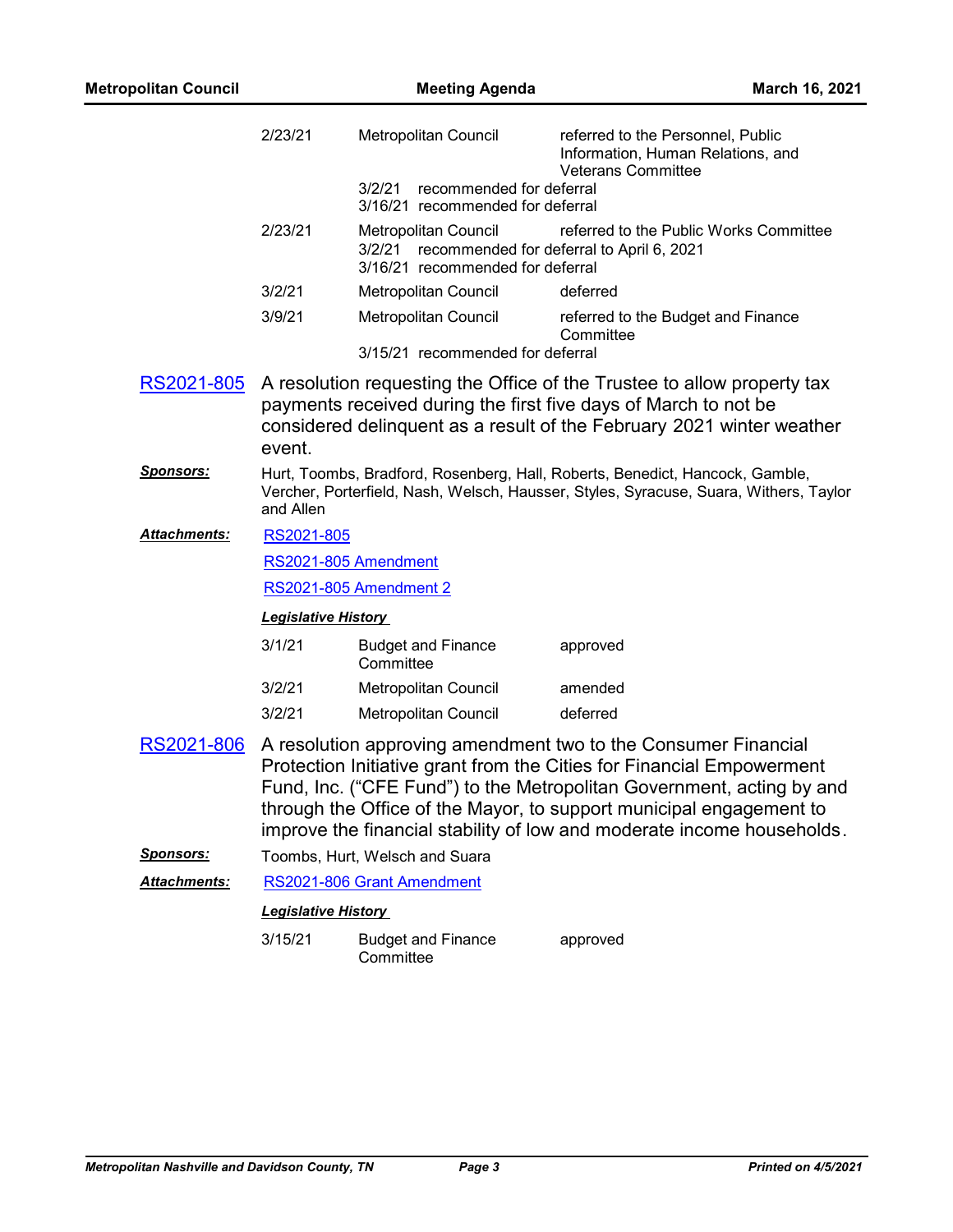| | | |
|---|---|---|
| 2/23/21 | Metropolitan Council | referred to the Personnel, Public Information, Human Relations, and Veterans Committee |
| | 3/2/21 recommended for deferral | |
| | 3/16/21 recommended for deferral | |
| 2/23/21 | Metropolitan Council | referred to the Public Works Committee |
| | 3/2/21 recommended for deferral to April 6, 2021 | |
| | 3/16/21 recommended for deferral | |
| 3/2/21 | Metropolitan Council | deferred |
| 3/9/21 | Metropolitan Council | referred to the Budget and Finance Committee |
| | 3/15/21 recommended for deferral | |

**RS2021-805** A resolution requesting the Office of the Trustee to allow property tax payments received during the first five days of March to not be considered delinquent as a result of the February 2021 winter weather event.

***Sponsors:*** Hurt, Toombs, Bradford, Rosenberg, Hall, Roberts, Benedict, Hancock, Gamble, Vercher, Porterfield, Nash, Welsch, Hausser, Styles, Syracuse, Suara, Withers, Taylor and Allen

***Attachments:*** RS2021-805

RS2021-805 Amendment

RS2021-805 Amendment 2

***Legislative History***

| | | |
|---|---|---|
| 3/1/21 | Budget and Finance Committee | approved |
| 3/2/21 | Metropolitan Council | amended |
| 3/2/21 | Metropolitan Council | deferred |

**RS2021-806** A resolution approving amendment two to the Consumer Financial Protection Initiative grant from the Cities for Financial Empowerment Fund, Inc. ("CFE Fund") to the Metropolitan Government, acting by and through the Office of the Mayor, to support municipal engagement to improve the financial stability of low and moderate income households.

***Sponsors:*** Toombs, Hurt, Welsch and Suara

***Attachments:*** RS2021-806 Grant Amendment

***Legislative History***

| | | |
|---|---|---|
| 3/15/21 | Budget and Finance Committee | approved |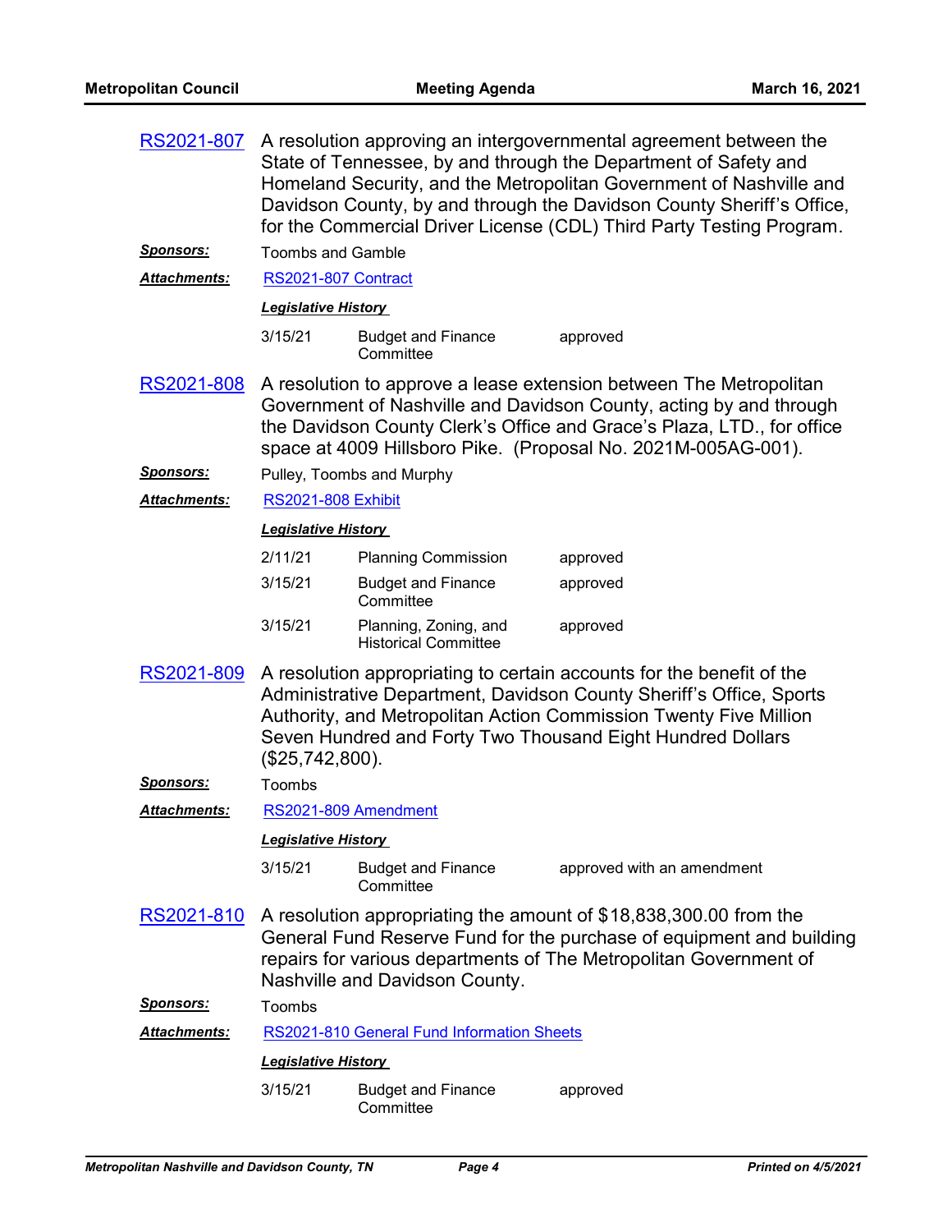**RS2021-807** A resolution approving an intergovernmental agreement between the State of Tennessee, by and through the Department of Safety and Homeland Security, and the Metropolitan Government of Nashville and Davidson County, by and through the Davidson County Sheriff's Office, for the Commercial Driver License (CDL) Third Party Testing Program.

***Sponsors:*** Toombs and Gamble

***Attachments:*** RS2021-807 Contract

***Legislative History***

| | | |
|---|---|---|
| 3/15/21 | Budget and Finance Committee | approved |

**RS2021-808** A resolution to approve a lease extension between The Metropolitan Government of Nashville and Davidson County, acting by and through the Davidson County Clerk's Office and Grace's Plaza, LTD., for office space at 4009 Hillsboro Pike. (Proposal No. 2021M-005AG-001).

***Sponsors:*** Pulley, Toombs and Murphy

***Attachments:*** RS2021-808 Exhibit

***Legislative History***

| | | |
|---|---|---|
| 2/11/21 | Planning Commission | approved |
| 3/15/21 | Budget and Finance Committee | approved |
| 3/15/21 | Planning, Zoning, and Historical Committee | approved |

**RS2021-809** A resolution appropriating to certain accounts for the benefit of the Administrative Department, Davidson County Sheriff's Office, Sports Authority, and Metropolitan Action Commission Twenty Five Million Seven Hundred and Forty Two Thousand Eight Hundred Dollars ($25,742,800).

***Sponsors:*** Toombs

***Attachments:*** RS2021-809 Amendment

***Legislative History***

| | | |
|---|---|---|
| 3/15/21 | Budget and Finance Committee | approved with an amendment |

**RS2021-810** A resolution appropriating the amount of $18,838,300.00 from the General Fund Reserve Fund for the purchase of equipment and building repairs for various departments of The Metropolitan Government of Nashville and Davidson County.

***Sponsors:*** Toombs

***Attachments:*** RS2021-810 General Fund Information Sheets

***Legislative History***

| | | |
|---|---|---|
| 3/15/21 | Budget and Finance Committee | approved |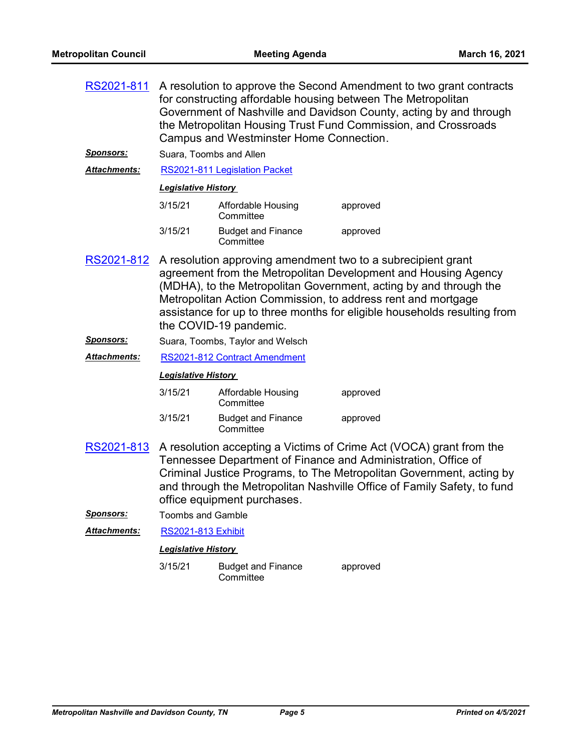**RS2021-811** A resolution to approve the Second Amendment to two grant contracts for constructing affordable housing between The Metropolitan Government of Nashville and Davidson County, acting by and through the Metropolitan Housing Trust Fund Commission, and Crossroads Campus and Westminster Home Connection.

***Sponsors:*** Suara, Toombs and Allen

***Attachments:*** RS2021-811 Legislation Packet

***Legislative History***

| | | |
|---|---|---|
| 3/15/21 | Affordable Housing Committee | approved |
| 3/15/21 | Budget and Finance Committee | approved |

**RS2021-812** A resolution approving amendment two to a subrecipient grant agreement from the Metropolitan Development and Housing Agency (MDHA), to the Metropolitan Government, acting by and through the Metropolitan Action Commission, to address rent and mortgage assistance for up to three months for eligible households resulting from the COVID-19 pandemic.

***Sponsors:*** Suara, Toombs, Taylor and Welsch

***Attachments:*** RS2021-812 Contract Amendment

***Legislative History***

| | | |
|---|---|---|
| 3/15/21 | Affordable Housing Committee | approved |
| 3/15/21 | Budget and Finance Committee | approved |

**RS2021-813** A resolution accepting a Victims of Crime Act (VOCA) grant from the Tennessee Department of Finance and Administration, Office of Criminal Justice Programs, to The Metropolitan Government, acting by and through the Metropolitan Nashville Office of Family Safety, to fund office equipment purchases.

***Sponsors:*** Toombs and Gamble

***Attachments:*** RS2021-813 Exhibit

***Legislative History***

| | | |
|---|---|---|
| 3/15/21 | Budget and Finance Committee | approved |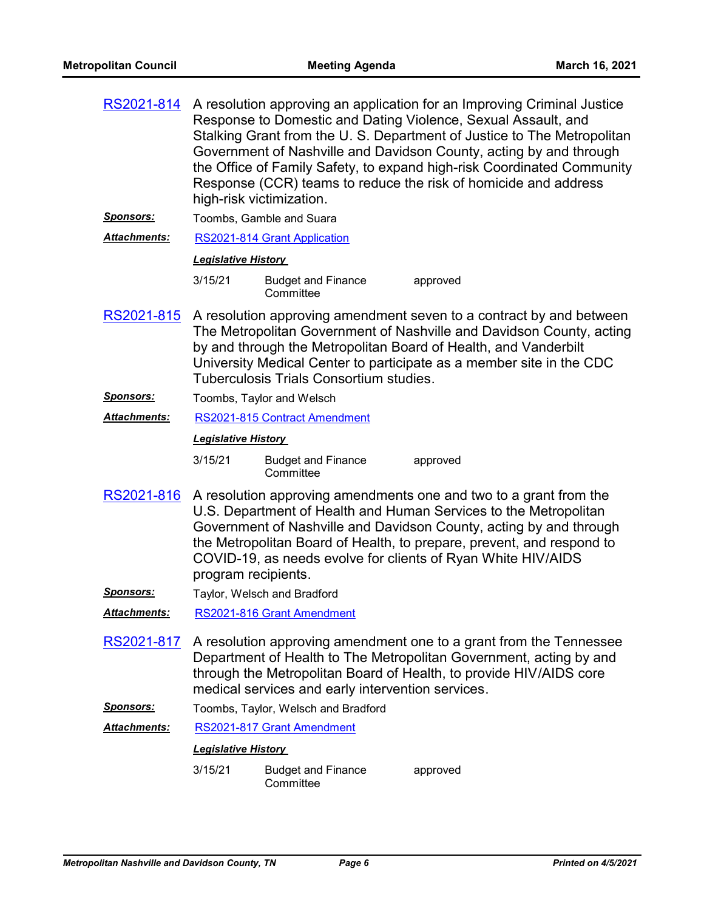**RS2021-814** A resolution approving an application for an Improving Criminal Justice Response to Domestic and Dating Violence, Sexual Assault, and Stalking Grant from the U. S. Department of Justice to The Metropolitan Government of Nashville and Davidson County, acting by and through the Office of Family Safety, to expand high-risk Coordinated Community Response (CCR) teams to reduce the risk of homicide and address high-risk victimization.

***Sponsors:*** Toombs, Gamble and Suara

***Attachments:*** RS2021-814 Grant Application

***Legislative History***

| | | |
|---|---|---|
| 3/15/21 | Budget and Finance Committee | approved |

**RS2021-815** A resolution approving amendment seven to a contract by and between The Metropolitan Government of Nashville and Davidson County, acting by and through the Metropolitan Board of Health, and Vanderbilt University Medical Center to participate as a member site in the CDC Tuberculosis Trials Consortium studies.

***Sponsors:*** Toombs, Taylor and Welsch

***Attachments:*** RS2021-815 Contract Amendment

***Legislative History***

| | | |
|---|---|---|
| 3/15/21 | Budget and Finance Committee | approved |

**RS2021-816** A resolution approving amendments one and two to a grant from the U.S. Department of Health and Human Services to the Metropolitan Government of Nashville and Davidson County, acting by and through the Metropolitan Board of Health, to prepare, prevent, and respond to COVID-19, as needs evolve for clients of Ryan White HIV/AIDS program recipients.

***Sponsors:*** Taylor, Welsch and Bradford

***Attachments:*** RS2021-816 Grant Amendment

**RS2021-817** A resolution approving amendment one to a grant from the Tennessee Department of Health to The Metropolitan Government, acting by and through the Metropolitan Board of Health, to provide HIV/AIDS core medical services and early intervention services.

***Sponsors:*** Toombs, Taylor, Welsch and Bradford

***Attachments:*** RS2021-817 Grant Amendment

***Legislative History***

| | | |
|---|---|---|
| 3/15/21 | Budget and Finance Committee | approved |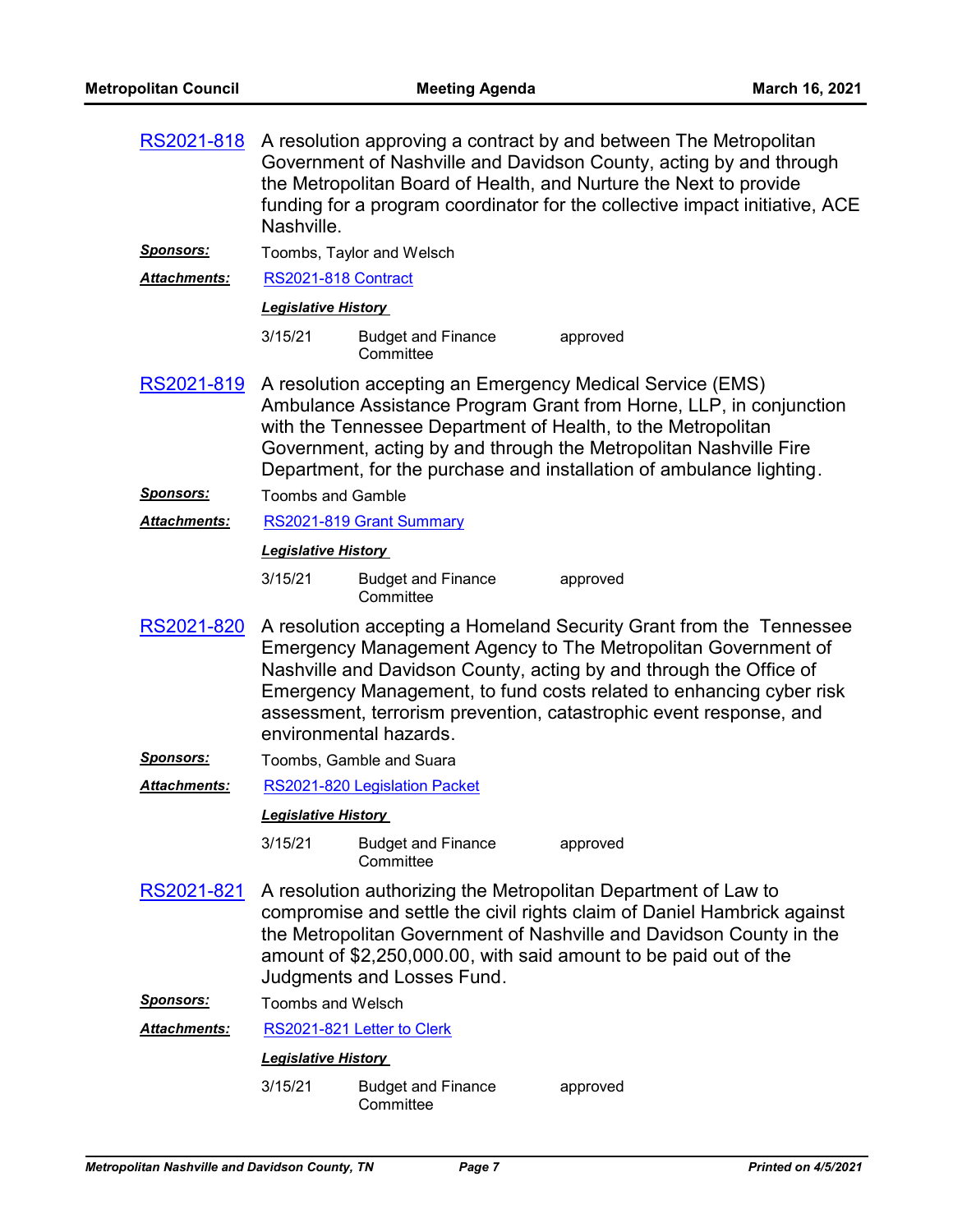**RS2021-818** A resolution approving a contract by and between The Metropolitan Government of Nashville and Davidson County, acting by and through the Metropolitan Board of Health, and Nurture the Next to provide funding for a program coordinator for the collective impact initiative, ACE Nashville.

***Sponsors:*** Toombs, Taylor and Welsch

***Attachments:*** RS2021-818 Contract

***Legislative History***

| | | |
|---|---|---|
| 3/15/21 | Budget and Finance Committee | approved |

**RS2021-819** A resolution accepting an Emergency Medical Service (EMS) Ambulance Assistance Program Grant from Horne, LLP, in conjunction with the Tennessee Department of Health, to the Metropolitan Government, acting by and through the Metropolitan Nashville Fire Department, for the purchase and installation of ambulance lighting.

***Sponsors:*** Toombs and Gamble

***Attachments:*** RS2021-819 Grant Summary

***Legislative History***

| | | |
|---|---|---|
| 3/15/21 | Budget and Finance Committee | approved |

**RS2021-820** A resolution accepting a Homeland Security Grant from the Tennessee Emergency Management Agency to The Metropolitan Government of Nashville and Davidson County, acting by and through the Office of Emergency Management, to fund costs related to enhancing cyber risk assessment, terrorism prevention, catastrophic event response, and environmental hazards.

***Sponsors:*** Toombs, Gamble and Suara

***Attachments:*** RS2021-820 Legislation Packet

***Legislative History***

| | | |
|---|---|---|
| 3/15/21 | Budget and Finance Committee | approved |

**RS2021-821** A resolution authorizing the Metropolitan Department of Law to compromise and settle the civil rights claim of Daniel Hambrick against the Metropolitan Government of Nashville and Davidson County in the amount of $2,250,000.00, with said amount to be paid out of the Judgments and Losses Fund.

***Sponsors:*** Toombs and Welsch

***Attachments:*** RS2021-821 Letter to Clerk

***Legislative History***

| | | |
|---|---|---|
| 3/15/21 | Budget and Finance Committee | approved |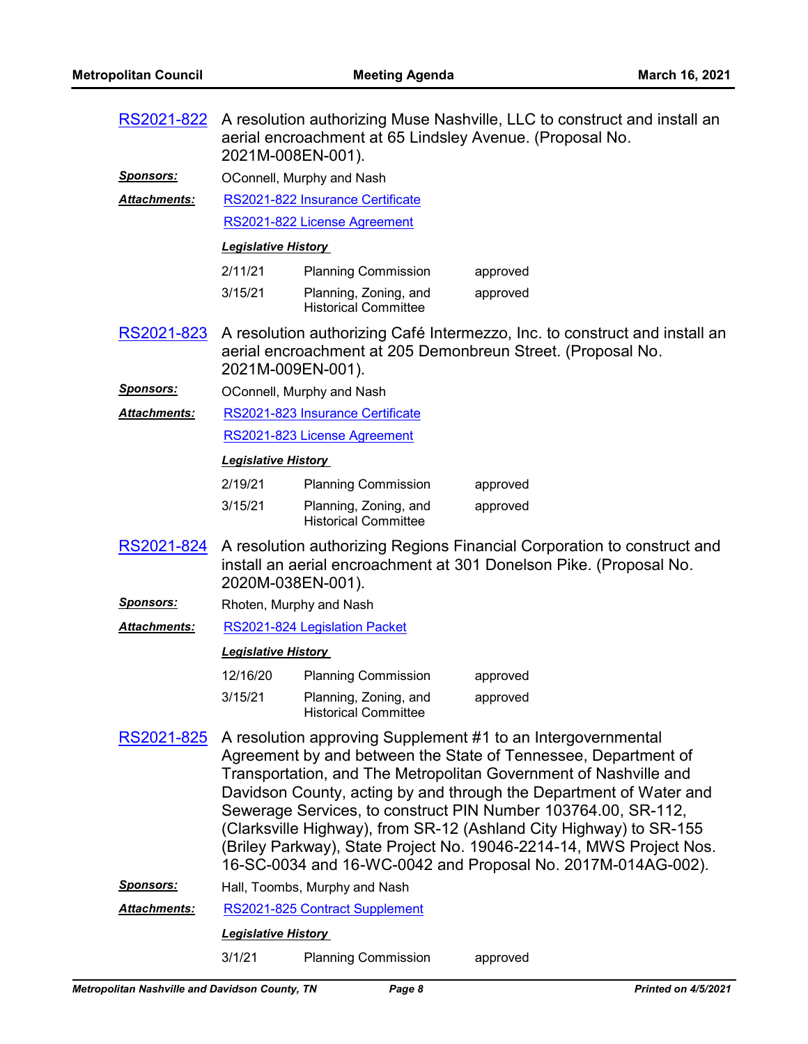**RS2021-822** A resolution authorizing Muse Nashville, LLC to construct and install an aerial encroachment at 65 Lindsley Avenue. (Proposal No. 2021M-008EN-001).

***Sponsors:*** OConnell, Murphy and Nash

***Attachments:*** RS2021-822 Insurance Certificate

RS2021-822 License Agreement

***Legislative History***

| | | |
|---|---|---|
| 2/11/21 | Planning Commission | approved |
| 3/15/21 | Planning, Zoning, and Historical Committee | approved |

**RS2021-823** A resolution authorizing Café Intermezzo, Inc. to construct and install an aerial encroachment at 205 Demonbreun Street. (Proposal No. 2021M-009EN-001).

***Sponsors:*** OConnell, Murphy and Nash

***Attachments:*** RS2021-823 Insurance Certificate

RS2021-823 License Agreement

***Legislative History***

| | | |
|---|---|---|
| 2/19/21 | Planning Commission | approved |
| 3/15/21 | Planning, Zoning, and Historical Committee | approved |

**RS2021-824** A resolution authorizing Regions Financial Corporation to construct and install an aerial encroachment at 301 Donelson Pike. (Proposal No. 2020M-038EN-001).

***Sponsors:*** Rhoten, Murphy and Nash

***Attachments:*** RS2021-824 Legislation Packet

***Legislative History***

| | | |
|---|---|---|
| 12/16/20 | Planning Commission | approved |
| 3/15/21 | Planning, Zoning, and Historical Committee | approved |

**RS2021-825** A resolution approving Supplement #1 to an Intergovernmental Agreement by and between the State of Tennessee, Department of Transportation, and The Metropolitan Government of Nashville and Davidson County, acting by and through the Department of Water and Sewerage Services, to construct PIN Number 103764.00, SR-112, (Clarksville Highway), from SR-12 (Ashland City Highway) to SR-155 (Briley Parkway), State Project No. 19046-2214-14, MWS Project Nos. 16-SC-0034 and 16-WC-0042 and Proposal No. 2017M-014AG-002).

***Sponsors:*** Hall, Toombs, Murphy and Nash

***Attachments:*** RS2021-825 Contract Supplement

***Legislative History***

| | | |
|---|---|---|
| 3/1/21 | Planning Commission | approved |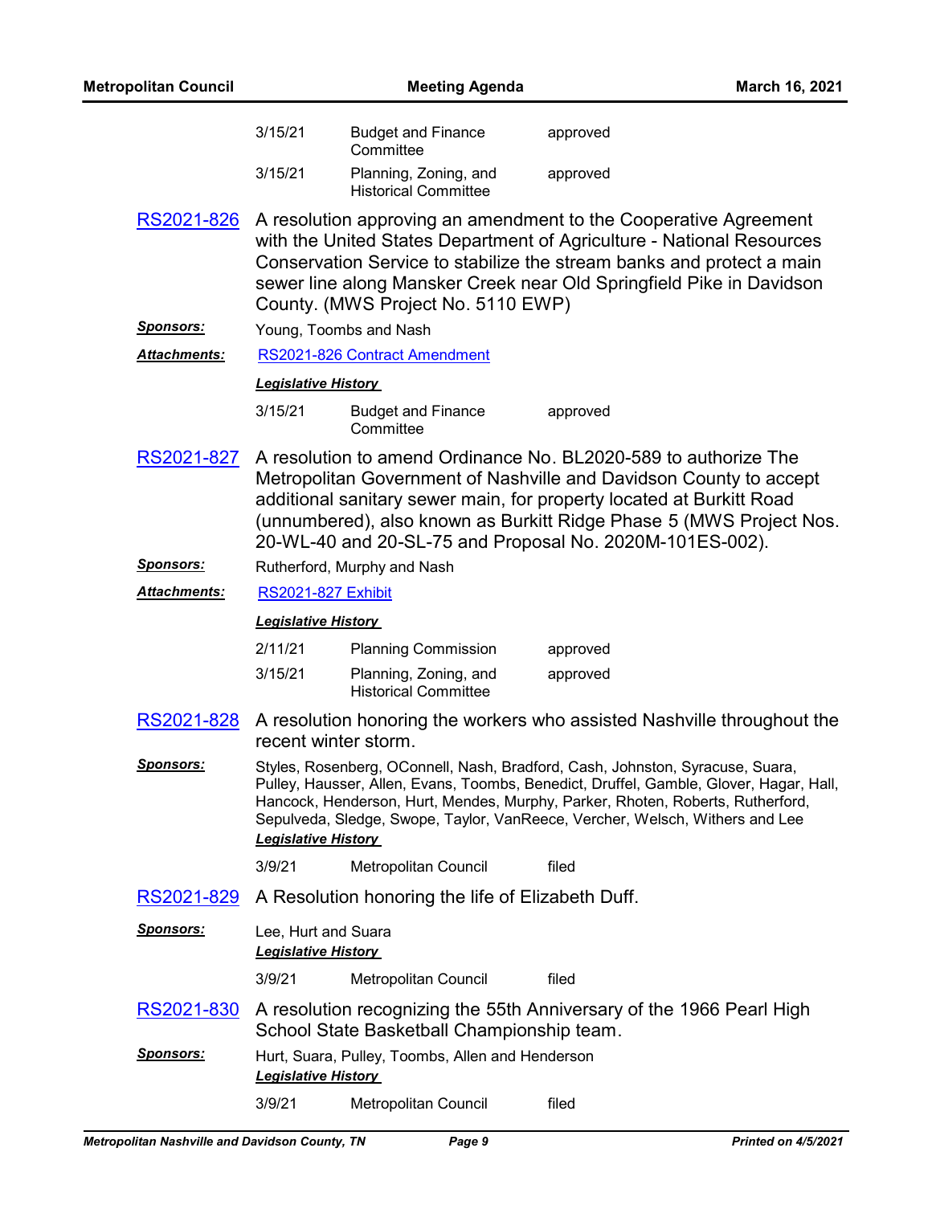| | | |
|---|---|---|
| 3/15/21 | Budget and Finance Committee | approved |
| 3/15/21 | Planning, Zoning, and Historical Committee | approved |

**RS2021-826** A resolution approving an amendment to the Cooperative Agreement with the United States Department of Agriculture - National Resources Conservation Service to stabilize the stream banks and protect a main sewer line along Mansker Creek near Old Springfield Pike in Davidson County. (MWS Project No. 5110 EWP)

***Sponsors:*** Young, Toombs and Nash

***Attachments:*** RS2021-826 Contract Amendment

***Legislative History***

| | | |
|---|---|---|
| 3/15/21 | Budget and Finance Committee | approved |

**RS2021-827** A resolution to amend Ordinance No. BL2020-589 to authorize The Metropolitan Government of Nashville and Davidson County to accept additional sanitary sewer main, for property located at Burkitt Road (unnumbered), also known as Burkitt Ridge Phase 5 (MWS Project Nos. 20-WL-40 and 20-SL-75 and Proposal No. 2020M-101ES-002).

***Sponsors:*** Rutherford, Murphy and Nash

***Attachments:*** RS2021-827 Exhibit

***Legislative History***

| | | |
|---|---|---|
| 2/11/21 | Planning Commission | approved |
| 3/15/21 | Planning, Zoning, and Historical Committee | approved |

**RS2021-828** A resolution honoring the workers who assisted Nashville throughout the recent winter storm.

***Sponsors:*** Styles, Rosenberg, OConnell, Nash, Bradford, Cash, Johnston, Syracuse, Suara, Pulley, Hausser, Allen, Evans, Toombs, Benedict, Druffel, Gamble, Glover, Hagar, Hall, Hancock, Henderson, Hurt, Mendes, Murphy, Parker, Rhoten, Roberts, Rutherford, Sepulveda, Sledge, Swope, Taylor, VanReece, Vercher, Welsch, Withers and Lee

***Legislative History***

| | | |
|---|---|---|
| 3/9/21 | Metropolitan Council | filed |

**RS2021-829** A Resolution honoring the life of Elizabeth Duff.

***Sponsors:*** Lee, Hurt and Suara

***Legislative History***

| | | |
|---|---|---|
| 3/9/21 | Metropolitan Council | filed |

**RS2021-830** A resolution recognizing the 55th Anniversary of the 1966 Pearl High School State Basketball Championship team.

***Sponsors:*** Hurt, Suara, Pulley, Toombs, Allen and Henderson

***Legislative History***

| | | |
|---|---|---|
| 3/9/21 | Metropolitan Council | filed |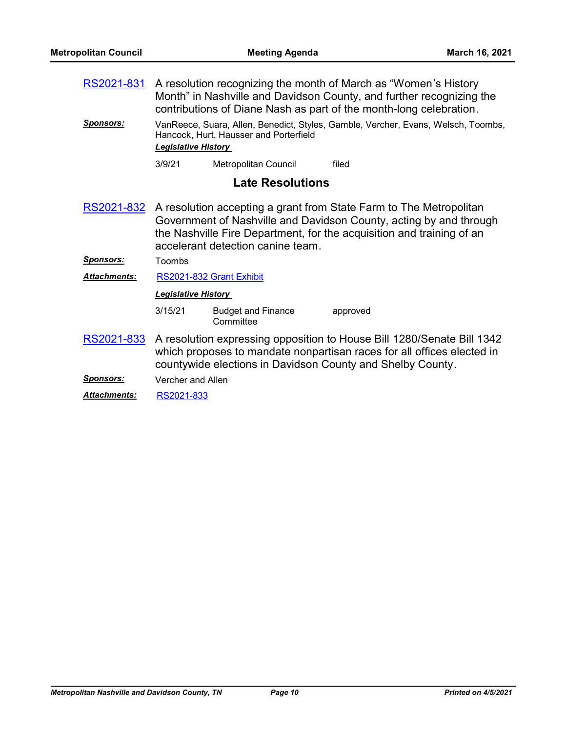**RS2021-831** A resolution recognizing the month of March as "Women's History Month" in Nashville and Davidson County, and further recognizing the contributions of Diane Nash as part of the month-long celebration.

***Sponsors:*** VanReece, Suara, Allen, Benedict, Styles, Gamble, Vercher, Evans, Welsch, Toombs, Hancock, Hurt, Hausser and Porterfield

***Legislative History***

| | | |
|---|---|---|
| 3/9/21 | Metropolitan Council | filed |

## Late Resolutions

**RS2021-832** A resolution accepting a grant from State Farm to The Metropolitan Government of Nashville and Davidson County, acting by and through the Nashville Fire Department, for the acquisition and training of an accelerant detection canine team.

***Sponsors:*** Toombs

***Attachments:*** RS2021-832 Grant Exhibit

***Legislative History***

| | | |
|---|---|---|
| 3/15/21 | Budget and Finance Committee | approved |

**RS2021-833** A resolution expressing opposition to House Bill 1280/Senate Bill 1342 which proposes to mandate nonpartisan races for all offices elected in countywide elections in Davidson County and Shelby County.

***Sponsors:*** Vercher and Allen

***Attachments:*** RS2021-833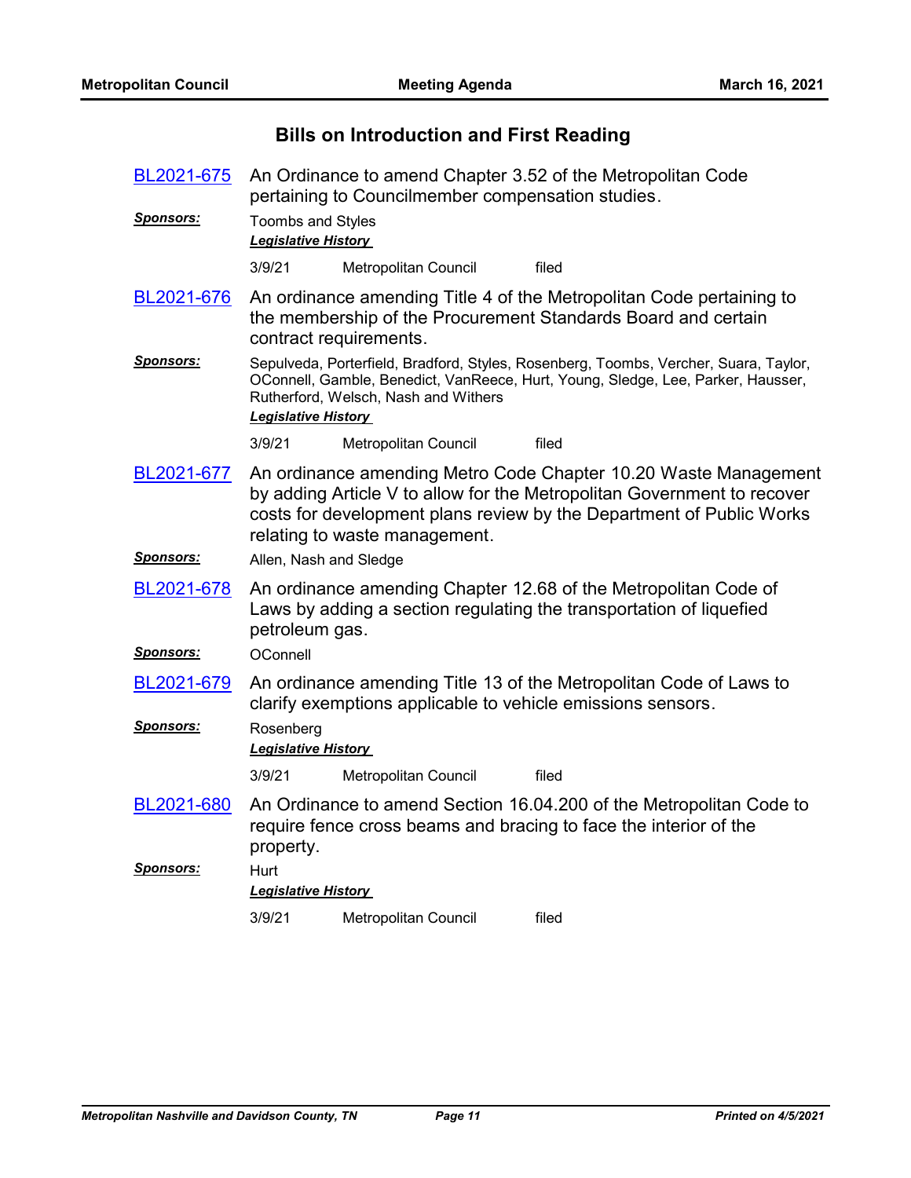## Bills on Introduction and First Reading

**BL2021-675** An Ordinance to amend Chapter 3.52 of the Metropolitan Code pertaining to Councilmember compensation studies.

***Sponsors:*** Toombs and Styles

***Legislative History***

| | | |
|---|---|---|
| 3/9/21 | Metropolitan Council | filed |

**BL2021-676** An ordinance amending Title 4 of the Metropolitan Code pertaining to the membership of the Procurement Standards Board and certain contract requirements.

***Sponsors:*** Sepulveda, Porterfield, Bradford, Styles, Rosenberg, Toombs, Vercher, Suara, Taylor, OConnell, Gamble, Benedict, VanReece, Hurt, Young, Sledge, Lee, Parker, Hausser, Rutherford, Welsch, Nash and Withers

***Legislative History***

| | | |
|---|---|---|
| 3/9/21 | Metropolitan Council | filed |

**BL2021-677** An ordinance amending Metro Code Chapter 10.20 Waste Management by adding Article V to allow for the Metropolitan Government to recover costs for development plans review by the Department of Public Works relating to waste management.

***Sponsors:*** Allen, Nash and Sledge

**BL2021-678** An ordinance amending Chapter 12.68 of the Metropolitan Code of Laws by adding a section regulating the transportation of liquefied petroleum gas.

***Sponsors:*** OConnell

**BL2021-679** An ordinance amending Title 13 of the Metropolitan Code of Laws to clarify exemptions applicable to vehicle emissions sensors.

***Sponsors:*** Rosenberg

***Legislative History***

| | | |
|---|---|---|
| 3/9/21 | Metropolitan Council | filed |

**BL2021-680** An Ordinance to amend Section 16.04.200 of the Metropolitan Code to require fence cross beams and bracing to face the interior of the property.

***Sponsors:*** Hurt

***Legislative History***

| | | |
|---|---|---|
| 3/9/21 | Metropolitan Council | filed |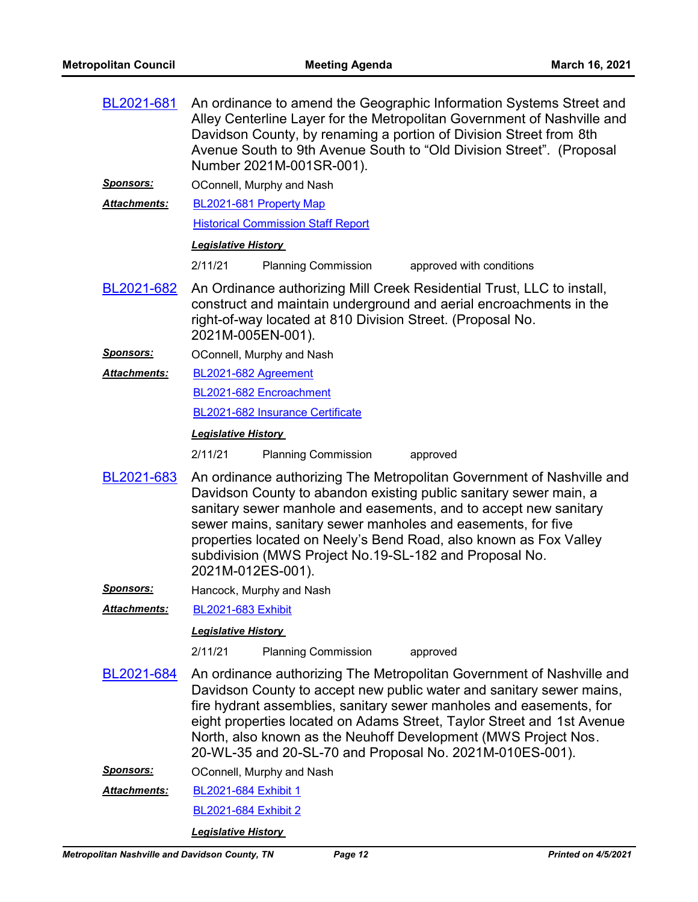**BL2021-681** An ordinance to amend the Geographic Information Systems Street and Alley Centerline Layer for the Metropolitan Government of Nashville and Davidson County, by renaming a portion of Division Street from 8th Avenue South to 9th Avenue South to "Old Division Street". (Proposal Number 2021M-001SR-001).

***Sponsors:*** OConnell, Murphy and Nash

***Attachments:*** BL2021-681 Property Map

Historical Commission Staff Report

***Legislative History***

| | | |
|---|---|---|
| 2/11/21 | Planning Commission | approved with conditions |

**BL2021-682** An Ordinance authorizing Mill Creek Residential Trust, LLC to install, construct and maintain underground and aerial encroachments in the right-of-way located at 810 Division Street. (Proposal No. 2021M-005EN-001).

***Sponsors:*** OConnell, Murphy and Nash

***Attachments:*** BL2021-682 Agreement

BL2021-682 Encroachment

BL2021-682 Insurance Certificate

***Legislative History***

| | | |
|---|---|---|
| 2/11/21 | Planning Commission | approved |

**BL2021-683** An ordinance authorizing The Metropolitan Government of Nashville and Davidson County to abandon existing public sanitary sewer main, a sanitary sewer manhole and easements, and to accept new sanitary sewer mains, sanitary sewer manholes and easements, for five properties located on Neely's Bend Road, also known as Fox Valley subdivision (MWS Project No.19-SL-182 and Proposal No. 2021M-012ES-001).

***Sponsors:*** Hancock, Murphy and Nash

***Attachments:*** BL2021-683 Exhibit

***Legislative History***

| | | |
|---|---|---|
| 2/11/21 | Planning Commission | approved |

**BL2021-684** An ordinance authorizing The Metropolitan Government of Nashville and Davidson County to accept new public water and sanitary sewer mains, fire hydrant assemblies, sanitary sewer manholes and easements, for eight properties located on Adams Street, Taylor Street and 1st Avenue North, also known as the Neuhoff Development (MWS Project Nos. 20-WL-35 and 20-SL-70 and Proposal No. 2021M-010ES-001).

***Sponsors:*** OConnell, Murphy and Nash

***Attachments:*** BL2021-684 Exhibit 1

BL2021-684 Exhibit 2

***Legislative History***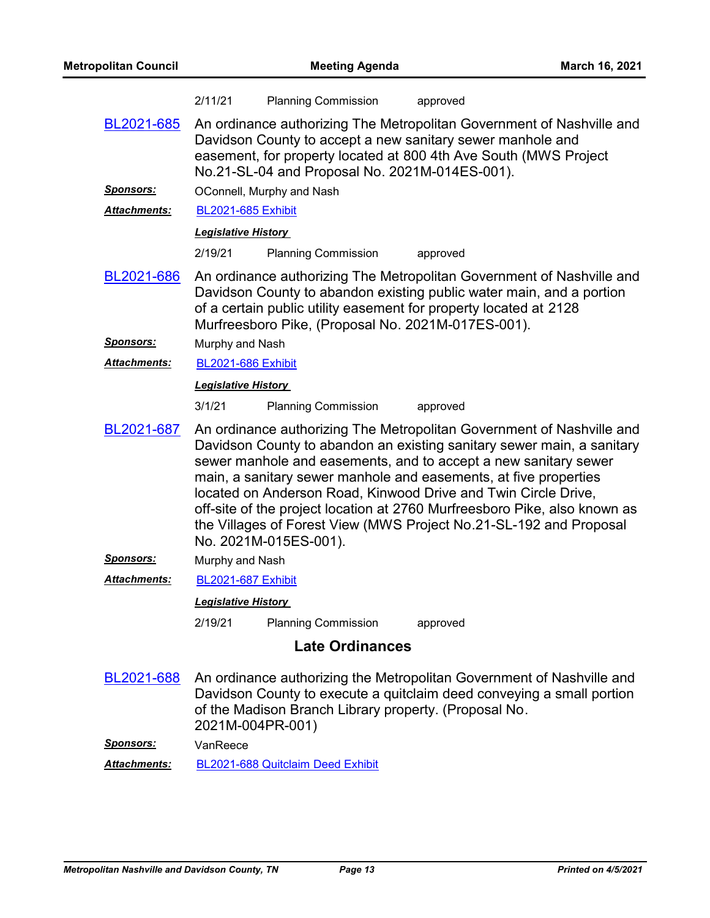| | | |
|---|---|---|
| 2/11/21 | Planning Commission | approved |

**BL2021-685** An ordinance authorizing The Metropolitan Government of Nashville and Davidson County to accept a new sanitary sewer manhole and easement, for property located at 800 4th Ave South (MWS Project No.21-SL-04 and Proposal No. 2021M-014ES-001).

***Sponsors:*** OConnell, Murphy and Nash

***Attachments:*** BL2021-685 Exhibit

***Legislative History***

| | | |
|---|---|---|
| 2/19/21 | Planning Commission | approved |

**BL2021-686** An ordinance authorizing The Metropolitan Government of Nashville and Davidson County to abandon existing public water main, and a portion of a certain public utility easement for property located at 2128 Murfreesboro Pike, (Proposal No. 2021M-017ES-001).

***Sponsors:*** Murphy and Nash

***Attachments:*** BL2021-686 Exhibit

***Legislative History***

| | | |
|---|---|---|
| 3/1/21 | Planning Commission | approved |

**BL2021-687** An ordinance authorizing The Metropolitan Government of Nashville and Davidson County to abandon an existing sanitary sewer main, a sanitary sewer manhole and easements, and to accept a new sanitary sewer main, a sanitary sewer manhole and easements, at five properties located on Anderson Road, Kinwood Drive and Twin Circle Drive, off-site of the project location at 2760 Murfreesboro Pike, also known as the Villages of Forest View (MWS Project No.21-SL-192 and Proposal No. 2021M-015ES-001).

***Sponsors:*** Murphy and Nash

***Attachments:*** BL2021-687 Exhibit

***Legislative History***

| | | |
|---|---|---|
| 2/19/21 | Planning Commission | approved |

## Late Ordinances

**BL2021-688** An ordinance authorizing the Metropolitan Government of Nashville and Davidson County to execute a quitclaim deed conveying a small portion of the Madison Branch Library property. (Proposal No. 2021M-004PR-001)

***Sponsors:*** VanReece

***Attachments:*** BL2021-688 Quitclaim Deed Exhibit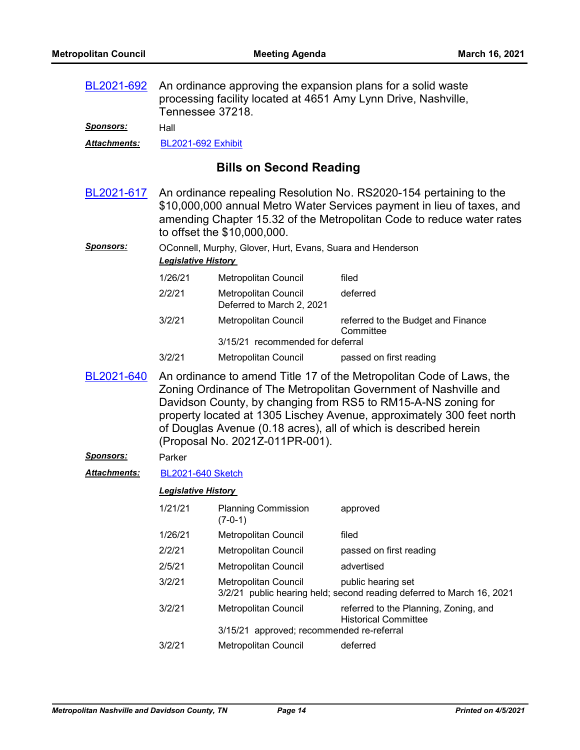**BL2021-692** An ordinance approving the expansion plans for a solid waste processing facility located at 4651 Amy Lynn Drive, Nashville, Tennessee 37218.

***Sponsors:*** Hall

***Attachments:*** BL2021-692 Exhibit

## Bills on Second Reading

**BL2021-617** An ordinance repealing Resolution No. RS2020-154 pertaining to the $10,000,000 annual Metro Water Services payment in lieu of taxes, and amending Chapter 15.32 of the Metropolitan Code to reduce water rates to offset the $10,000,000.

***Sponsors:*** OConnell, Murphy, Glover, Hurt, Evans, Suara and Henderson

***Legislative History***

| Date | Body | Action |
|---|---|---|
| 1/26/21 | Metropolitan Council | filed |
| 2/2/21 | Metropolitan Council Deferred to March 2, 2021 | deferred |
| 3/2/21 | Metropolitan Council | referred to the Budget and Finance Committee |
| | 3/15/21 recommended for deferral | |
| 3/2/21 | Metropolitan Council | passed on first reading |

**BL2021-640** An ordinance to amend Title 17 of the Metropolitan Code of Laws, the Zoning Ordinance of The Metropolitan Government of Nashville and Davidson County, by changing from RS5 to RM15-A-NS zoning for property located at 1305 Lischey Avenue, approximately 300 feet north of Douglas Avenue (0.18 acres), all of which is described herein (Proposal No. 2021Z-011PR-001).

***Sponsors:*** Parker

***Attachments:*** BL2021-640 Sketch

***Legislative History***

| Date | Body | Action |
|---|---|---|
| 1/21/21 | Planning Commission (7-0-1) | approved |
| 1/26/21 | Metropolitan Council | filed |
| 2/2/21 | Metropolitan Council | passed on first reading |
| 2/5/21 | Metropolitan Council | advertised |
| 3/2/21 | Metropolitan Council | public hearing set |
| | 3/2/21 public hearing held; second reading deferred to March 16, 2021 | |
| 3/2/21 | Metropolitan Council | referred to the Planning, Zoning, and Historical Committee |
| | 3/15/21 approved; recommended re-referral | |
| 3/2/21 | Metropolitan Council | deferred |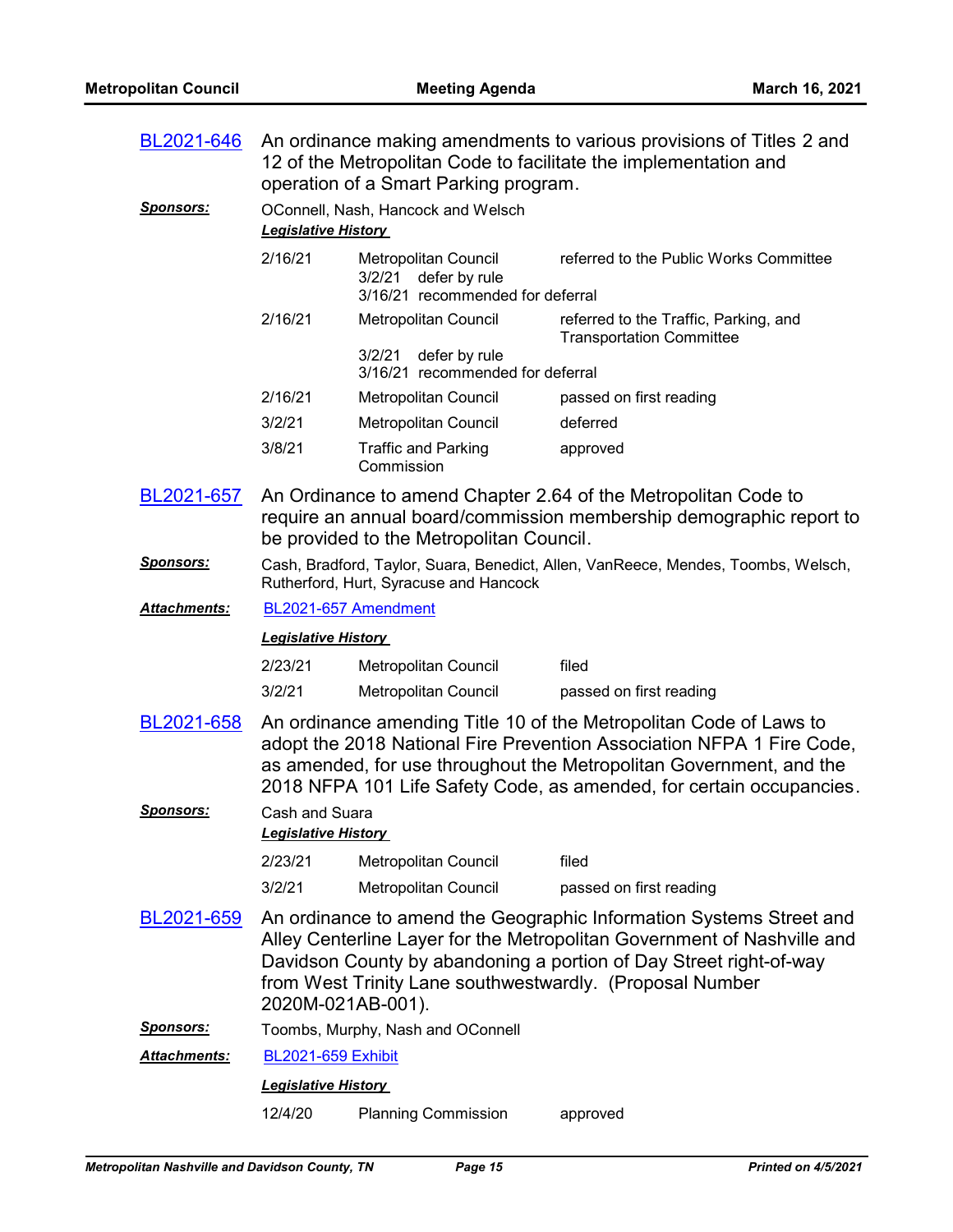**BL2021-646** An ordinance making amendments to various provisions of Titles 2 and 12 of the Metropolitan Code to facilitate the implementation and operation of a Smart Parking program.

***Sponsors:*** OConnell, Nash, Hancock and Welsch

***Legislative History***

| | | |
|---|---|---|
| 2/16/21 | Metropolitan Council<br>3/2/21 defer by rule<br>3/16/21 recommended for deferral | referred to the Public Works Committee |
| 2/16/21 | Metropolitan Council<br>3/2/21 defer by rule<br>3/16/21 recommended for deferral | referred to the Traffic, Parking, and Transportation Committee |
| 2/16/21 | Metropolitan Council | passed on first reading |
| 3/2/21 | Metropolitan Council | deferred |
| 3/8/21 | Traffic and Parking Commission | approved |

**BL2021-657** An Ordinance to amend Chapter 2.64 of the Metropolitan Code to require an annual board/commission membership demographic report to be provided to the Metropolitan Council.

***Sponsors:*** Cash, Bradford, Taylor, Suara, Benedict, Allen, VanReece, Mendes, Toombs, Welsch, Rutherford, Hurt, Syracuse and Hancock

***Attachments:*** BL2021-657 Amendment

***Legislative History***

| | | |
|---|---|---|
| 2/23/21 | Metropolitan Council | filed |
| 3/2/21 | Metropolitan Council | passed on first reading |

**BL2021-658** An ordinance amending Title 10 of the Metropolitan Code of Laws to adopt the 2018 National Fire Prevention Association NFPA 1 Fire Code, as amended, for use throughout the Metropolitan Government, and the 2018 NFPA 101 Life Safety Code, as amended, for certain occupancies.

***Sponsors:*** Cash and Suara

***Legislative History***

| | | |
|---|---|---|
| 2/23/21 | Metropolitan Council | filed |
| 3/2/21 | Metropolitan Council | passed on first reading |

**BL2021-659** An ordinance to amend the Geographic Information Systems Street and Alley Centerline Layer for the Metropolitan Government of Nashville and Davidson County by abandoning a portion of Day Street right-of-way from West Trinity Lane southwestwardly. (Proposal Number 2020M-021AB-001).

***Sponsors:*** Toombs, Murphy, Nash and OConnell

***Attachments:*** BL2021-659 Exhibit

***Legislative History***

| | | |
|---|---|---|
| 12/4/20 | Planning Commission | approved |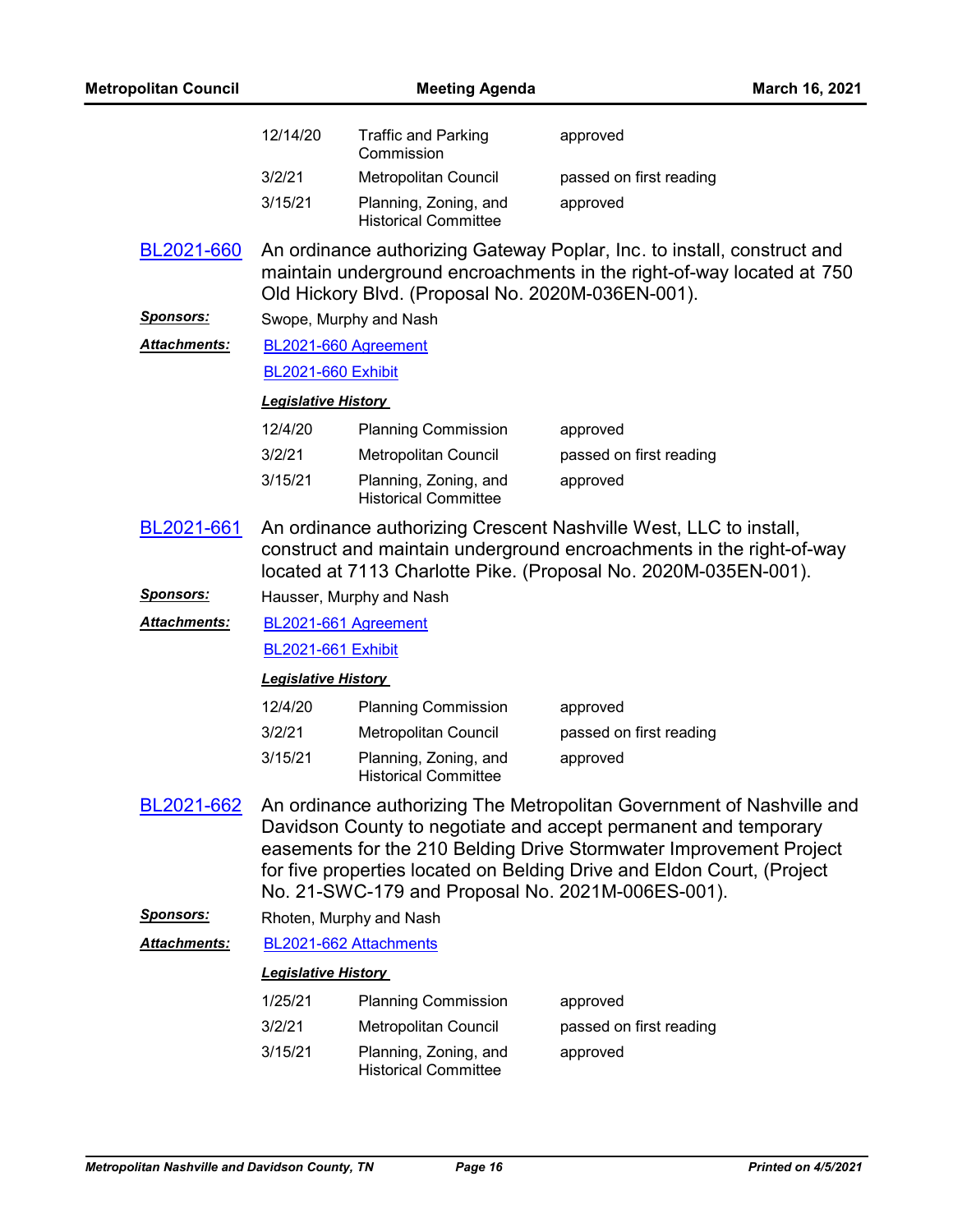| | | |
|---|---|---|
| 12/14/20 | Traffic and Parking Commission | approved |
| 3/2/21 | Metropolitan Council | passed on first reading |
| 3/15/21 | Planning, Zoning, and Historical Committee | approved |

**BL2021-660** An ordinance authorizing Gateway Poplar, Inc. to install, construct and maintain underground encroachments in the right-of-way located at 750 Old Hickory Blvd. (Proposal No. 2020M-036EN-001).

***Sponsors:*** Swope, Murphy and Nash

***Attachments:*** BL2021-660 Agreement

BL2021-660 Exhibit

***Legislative History***

| | | |
|---|---|---|
| 12/4/20 | Planning Commission | approved |
| 3/2/21 | Metropolitan Council | passed on first reading |
| 3/15/21 | Planning, Zoning, and Historical Committee | approved |

**BL2021-661** An ordinance authorizing Crescent Nashville West, LLC to install, construct and maintain underground encroachments in the right-of-way located at 7113 Charlotte Pike. (Proposal No. 2020M-035EN-001).

***Sponsors:*** Hausser, Murphy and Nash

***Attachments:*** BL2021-661 Agreement

BL2021-661 Exhibit

***Legislative History***

| | | |
|---|---|---|
| 12/4/20 | Planning Commission | approved |
| 3/2/21 | Metropolitan Council | passed on first reading |
| 3/15/21 | Planning, Zoning, and Historical Committee | approved |

**BL2021-662** An ordinance authorizing The Metropolitan Government of Nashville and Davidson County to negotiate and accept permanent and temporary easements for the 210 Belding Drive Stormwater Improvement Project for five properties located on Belding Drive and Eldon Court, (Project No. 21-SWC-179 and Proposal No. 2021M-006ES-001).

***Sponsors:*** Rhoten, Murphy and Nash

***Attachments:*** BL2021-662 Attachments

***Legislative History***

| | | |
|---|---|---|
| 1/25/21 | Planning Commission | approved |
| 3/2/21 | Metropolitan Council | passed on first reading |
| 3/15/21 | Planning, Zoning, and Historical Committee | approved |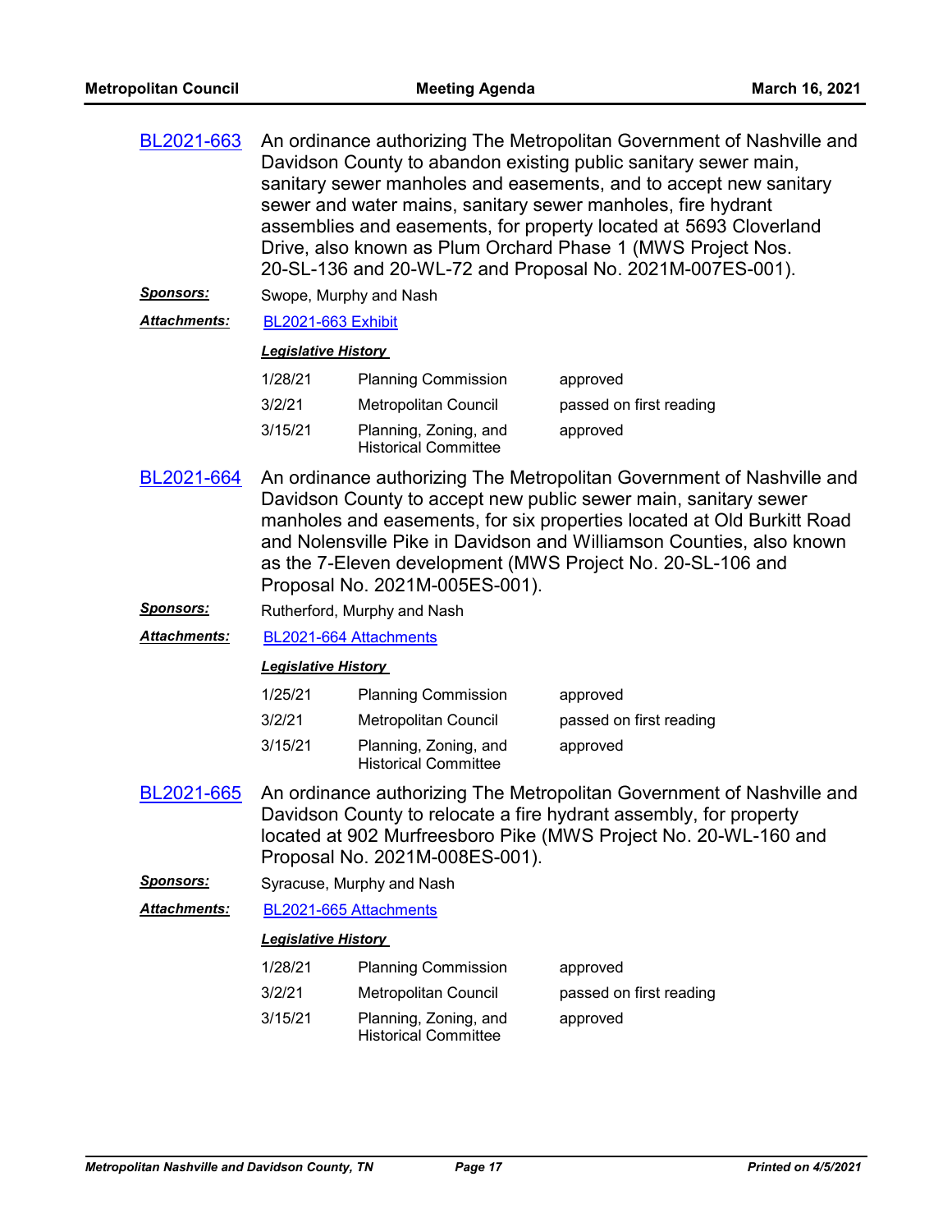**BL2021-663** An ordinance authorizing The Metropolitan Government of Nashville and Davidson County to abandon existing public sanitary sewer main, sanitary sewer manholes and easements, and to accept new sanitary sewer and water mains, sanitary sewer manholes, fire hydrant assemblies and easements, for property located at 5693 Cloverland Drive, also known as Plum Orchard Phase 1 (MWS Project Nos. 20-SL-136 and 20-WL-72 and Proposal No. 2021M-007ES-001).

***Sponsors:*** Swope, Murphy and Nash

***Attachments:*** BL2021-663 Exhibit

***Legislative History***

| | | |
|---|---|---|
| 1/28/21 | Planning Commission | approved |
| 3/2/21 | Metropolitan Council | passed on first reading |
| 3/15/21 | Planning, Zoning, and Historical Committee | approved |

**BL2021-664** An ordinance authorizing The Metropolitan Government of Nashville and Davidson County to accept new public sewer main, sanitary sewer manholes and easements, for six properties located at Old Burkitt Road and Nolensville Pike in Davidson and Williamson Counties, also known as the 7-Eleven development (MWS Project No. 20-SL-106 and Proposal No. 2021M-005ES-001).

***Sponsors:*** Rutherford, Murphy and Nash

***Attachments:*** BL2021-664 Attachments

***Legislative History***

| | | |
|---|---|---|
| 1/25/21 | Planning Commission | approved |
| 3/2/21 | Metropolitan Council | passed on first reading |
| 3/15/21 | Planning, Zoning, and Historical Committee | approved |

**BL2021-665** An ordinance authorizing The Metropolitan Government of Nashville and Davidson County to relocate a fire hydrant assembly, for property located at 902 Murfreesboro Pike (MWS Project No. 20-WL-160 and Proposal No. 2021M-008ES-001).

***Sponsors:*** Syracuse, Murphy and Nash

***Attachments:*** BL2021-665 Attachments

***Legislative History***

| | | |
|---|---|---|
| 1/28/21 | Planning Commission | approved |
| 3/2/21 | Metropolitan Council | passed on first reading |
| 3/15/21 | Planning, Zoning, and Historical Committee | approved |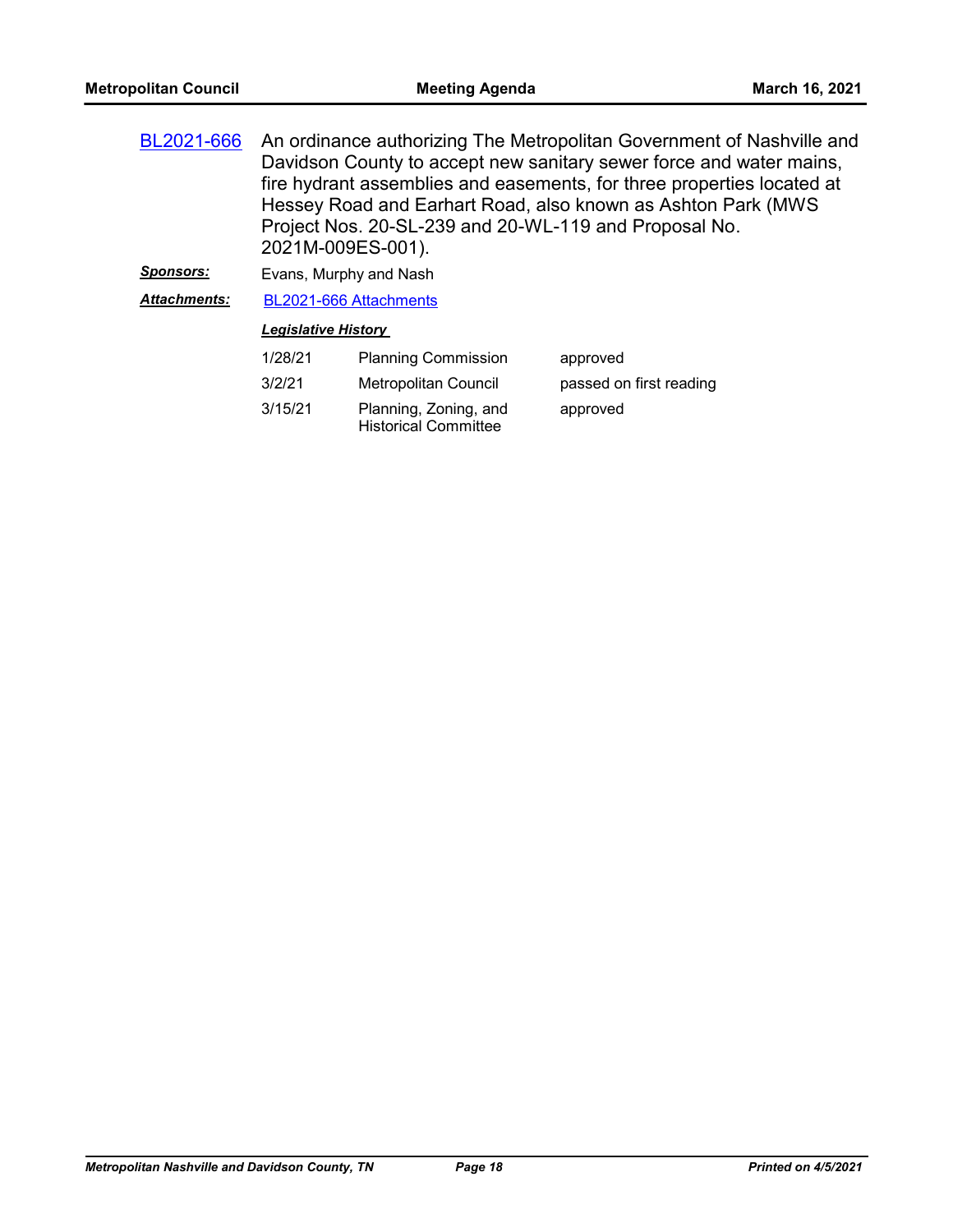**BL2021-666** An ordinance authorizing The Metropolitan Government of Nashville and Davidson County to accept new sanitary sewer force and water mains, fire hydrant assemblies and easements, for three properties located at Hessey Road and Earhart Road, also known as Ashton Park (MWS Project Nos. 20-SL-239 and 20-WL-119 and Proposal No. 2021M-009ES-001).

***Sponsors:*** Evans, Murphy and Nash

***Attachments:*** BL2021-666 Attachments

***Legislative History***

| Date | Body | Action |
|---|---|---|
| 1/28/21 | Planning Commission | approved |
| 3/2/21 | Metropolitan Council | passed on first reading |
| 3/15/21 | Planning, Zoning, and Historical Committee | approved |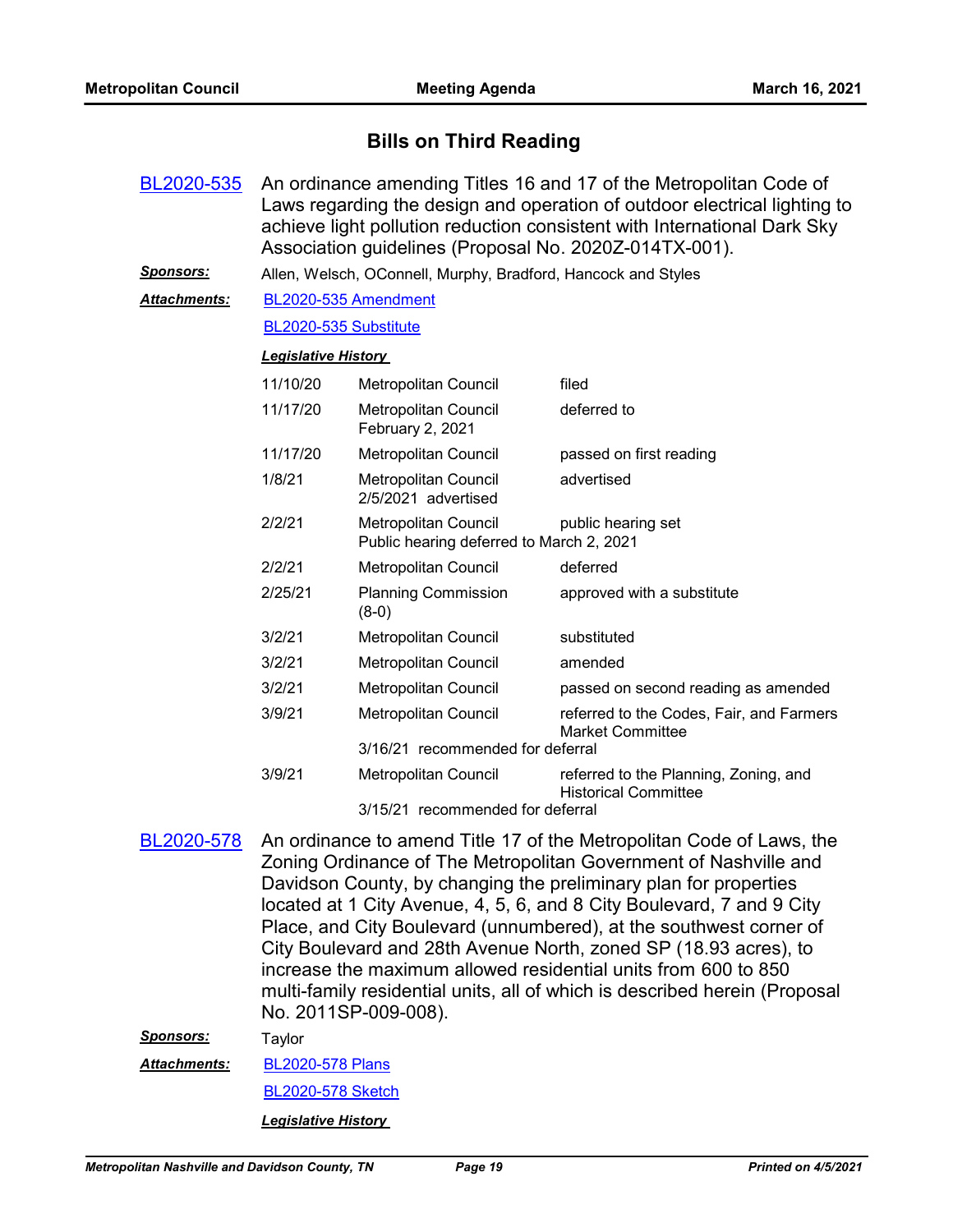## Bills on Third Reading

**BL2020-535** An ordinance amending Titles 16 and 17 of the Metropolitan Code of Laws regarding the design and operation of outdoor electrical lighting to achieve light pollution reduction consistent with International Dark Sky Association guidelines (Proposal No. 2020Z-014TX-001).

***Sponsors:*** Allen, Welsch, OConnell, Murphy, Bradford, Hancock and Styles

***Attachments:*** BL2020-535 Amendment

BL2020-535 Substitute

***Legislative History***

| Date | Body | Action |
|---|---|---|
| 11/10/20 | Metropolitan Council | filed |
| 11/17/20 | Metropolitan Council February 2, 2021 | deferred to |
| 11/17/20 | Metropolitan Council | passed on first reading |
| 1/8/21 | Metropolitan Council 2/5/2021 advertised | advertised |
| 2/2/21 | Metropolitan Council Public hearing deferred to March 2, 2021 | public hearing set |
| 2/2/21 | Metropolitan Council | deferred |
| 2/25/21 | Planning Commission (8-0) | approved with a substitute |
| 3/2/21 | Metropolitan Council | substituted |
| 3/2/21 | Metropolitan Council | amended |
| 3/2/21 | Metropolitan Council | passed on second reading as amended |
| 3/9/21 | Metropolitan Council 3/16/21 recommended for deferral | referred to the Codes, Fair, and Farmers Market Committee |
| 3/9/21 | Metropolitan Council 3/15/21 recommended for deferral | referred to the Planning, Zoning, and Historical Committee |

**BL2020-578** An ordinance to amend Title 17 of the Metropolitan Code of Laws, the Zoning Ordinance of The Metropolitan Government of Nashville and Davidson County, by changing the preliminary plan for properties located at 1 City Avenue, 4, 5, 6, and 8 City Boulevard, 7 and 9 City Place, and City Boulevard (unnumbered), at the southwest corner of City Boulevard and 28th Avenue North, zoned SP (18.93 acres), to increase the maximum allowed residential units from 600 to 850 multi-family residential units, all of which is described herein (Proposal No. 2011SP-009-008).

***Sponsors:*** Taylor

***Attachments:*** BL2020-578 Plans

BL2020-578 Sketch

***Legislative History***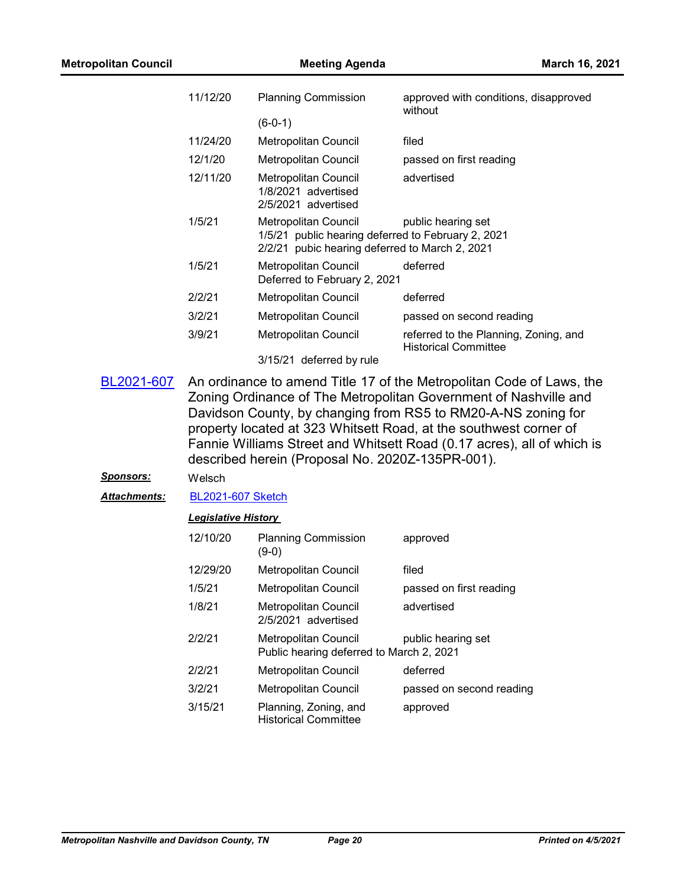| | | |
|---|---|---|
| 11/12/20 | Planning Commission (6-0-1) | approved with conditions, disapproved without |
| 11/24/20 | Metropolitan Council | filed |
| 12/1/20 | Metropolitan Council | passed on first reading |
| 12/11/20 | Metropolitan Council 1/8/2021 advertised 2/5/2021 advertised | advertised |
| 1/5/21 | Metropolitan Council 1/5/21 public hearing deferred to February 2, 2021 2/2/21 pubic hearing deferred to March 2, 2021 | public hearing set |
| 1/5/21 | Metropolitan Council Deferred to February 2, 2021 | deferred |
| 2/2/21 | Metropolitan Council | deferred |
| 3/2/21 | Metropolitan Council | passed on second reading |
| 3/9/21 | Metropolitan Council 3/15/21 deferred by rule | referred to the Planning, Zoning, and Historical Committee |

**BL2021-607** An ordinance to amend Title 17 of the Metropolitan Code of Laws, the Zoning Ordinance of The Metropolitan Government of Nashville and Davidson County, by changing from RS5 to RM20-A-NS zoning for property located at 323 Whitsett Road, at the southwest corner of Fannie Williams Street and Whitsett Road (0.17 acres), all of which is described herein (Proposal No. 2020Z-135PR-001).

***Sponsors:*** Welsch

***Attachments:*** BL2021-607 Sketch

***Legislative History***

| | | |
|---|---|---|
| 12/10/20 | Planning Commission (9-0) | approved |
| 12/29/20 | Metropolitan Council | filed |
| 1/5/21 | Metropolitan Council | passed on first reading |
| 1/8/21 | Metropolitan Council 2/5/2021 advertised | advertised |
| 2/2/21 | Metropolitan Council Public hearing deferred to March 2, 2021 | public hearing set |
| 2/2/21 | Metropolitan Council | deferred |
| 3/2/21 | Metropolitan Council | passed on second reading |
| 3/15/21 | Planning, Zoning, and Historical Committee | approved |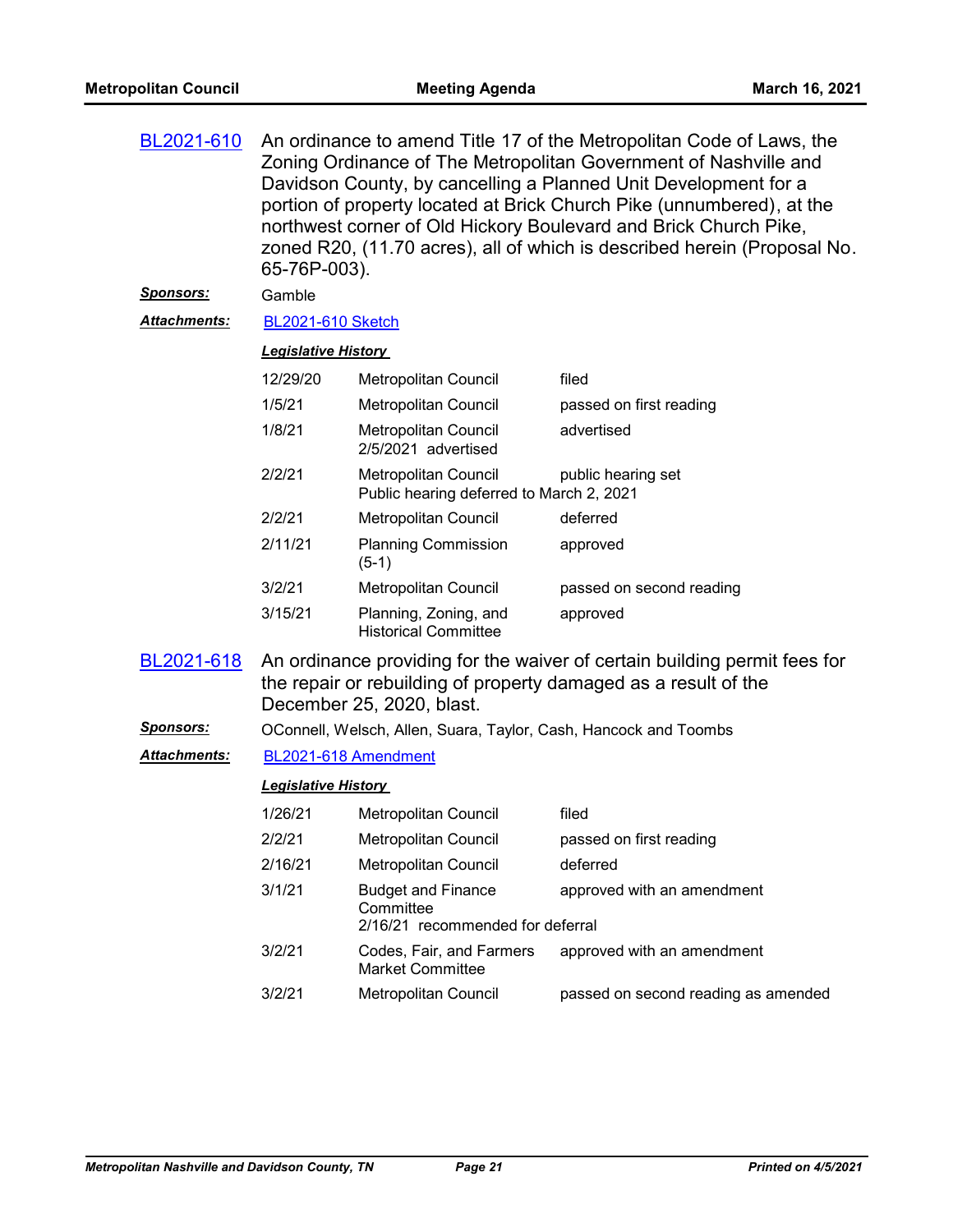**BL2021-610** An ordinance to amend Title 17 of the Metropolitan Code of Laws, the Zoning Ordinance of The Metropolitan Government of Nashville and Davidson County, by cancelling a Planned Unit Development for a portion of property located at Brick Church Pike (unnumbered), at the northwest corner of Old Hickory Boulevard and Brick Church Pike, zoned R20, (11.70 acres), all of which is described herein (Proposal No. 65-76P-003).

***Sponsors:*** Gamble

***Attachments:*** BL2021-610 Sketch

***Legislative History***

| | | |
|---|---|---|
| 12/29/20 | Metropolitan Council | filed |
| 1/5/21 | Metropolitan Council | passed on first reading |
| 1/8/21 | Metropolitan Council<br>2/5/2021 advertised | advertised |
| 2/2/21 | Metropolitan Council<br>Public hearing deferred to March 2, 2021 | public hearing set |
| 2/2/21 | Metropolitan Council | deferred |
| 2/11/21 | Planning Commission (5-1) | approved |
| 3/2/21 | Metropolitan Council | passed on second reading |
| 3/15/21 | Planning, Zoning, and Historical Committee | approved |

**BL2021-618** An ordinance providing for the waiver of certain building permit fees for the repair or rebuilding of property damaged as a result of the December 25, 2020, blast.

***Sponsors:*** OConnell, Welsch, Allen, Suara, Taylor, Cash, Hancock and Toombs

***Attachments:*** BL2021-618 Amendment

***Legislative History***

| | | |
|---|---|---|
| 1/26/21 | Metropolitan Council | filed |
| 2/2/21 | Metropolitan Council | passed on first reading |
| 2/16/21 | Metropolitan Council | deferred |
| 3/1/21 | Budget and Finance Committee<br>2/16/21 recommended for deferral | approved with an amendment |
| 3/2/21 | Codes, Fair, and Farmers Market Committee | approved with an amendment |
| 3/2/21 | Metropolitan Council | passed on second reading as amended |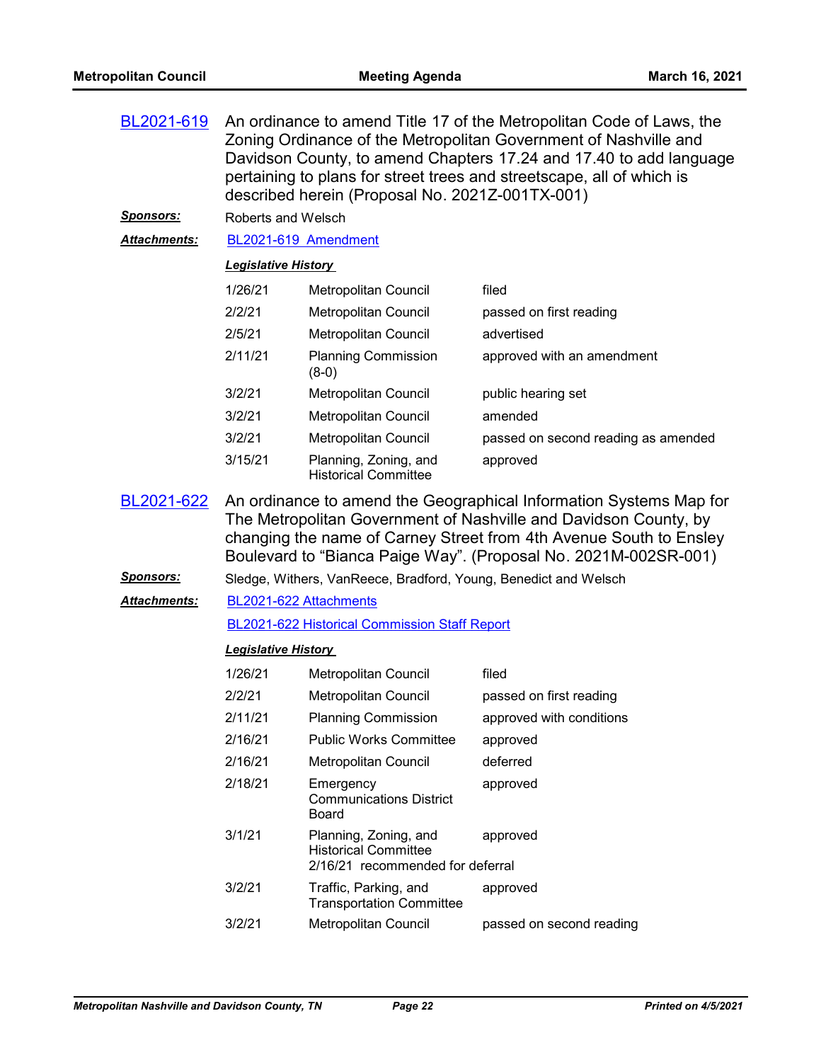**BL2021-619** An ordinance to amend Title 17 of the Metropolitan Code of Laws, the Zoning Ordinance of the Metropolitan Government of Nashville and Davidson County, to amend Chapters 17.24 and 17.40 to add language pertaining to plans for street trees and streetscape, all of which is described herein (Proposal No. 2021Z-001TX-001)

***Sponsors:*** Roberts and Welsch

***Attachments:*** BL2021-619 Amendment

***Legislative History***

| | | |
|---|---|---|
| 1/26/21 | Metropolitan Council | filed |
| 2/2/21 | Metropolitan Council | passed on first reading |
| 2/5/21 | Metropolitan Council | advertised |
| 2/11/21 | Planning Commission (8-0) | approved with an amendment |
| 3/2/21 | Metropolitan Council | public hearing set |
| 3/2/21 | Metropolitan Council | amended |
| 3/2/21 | Metropolitan Council | passed on second reading as amended |
| 3/15/21 | Planning, Zoning, and Historical Committee | approved |

**BL2021-622** An ordinance to amend the Geographical Information Systems Map for The Metropolitan Government of Nashville and Davidson County, by changing the name of Carney Street from 4th Avenue South to Ensley Boulevard to "Bianca Paige Way". (Proposal No. 2021M-002SR-001)

***Sponsors:*** Sledge, Withers, VanReece, Bradford, Young, Benedict and Welsch

***Attachments:*** BL2021-622 Attachments

BL2021-622 Historical Commission Staff Report

***Legislative History***

| | | |
|---|---|---|
| 1/26/21 | Metropolitan Council | filed |
| 2/2/21 | Metropolitan Council | passed on first reading |
| 2/11/21 | Planning Commission | approved with conditions |
| 2/16/21 | Public Works Committee | approved |
| 2/16/21 | Metropolitan Council | deferred |
| 2/18/21 | Emergency Communications District Board | approved |
| 3/1/21 | Planning, Zoning, and Historical Committee<br>2/16/21 recommended for deferral | approved |
| 3/2/21 | Traffic, Parking, and Transportation Committee | approved |
| 3/2/21 | Metropolitan Council | passed on second reading |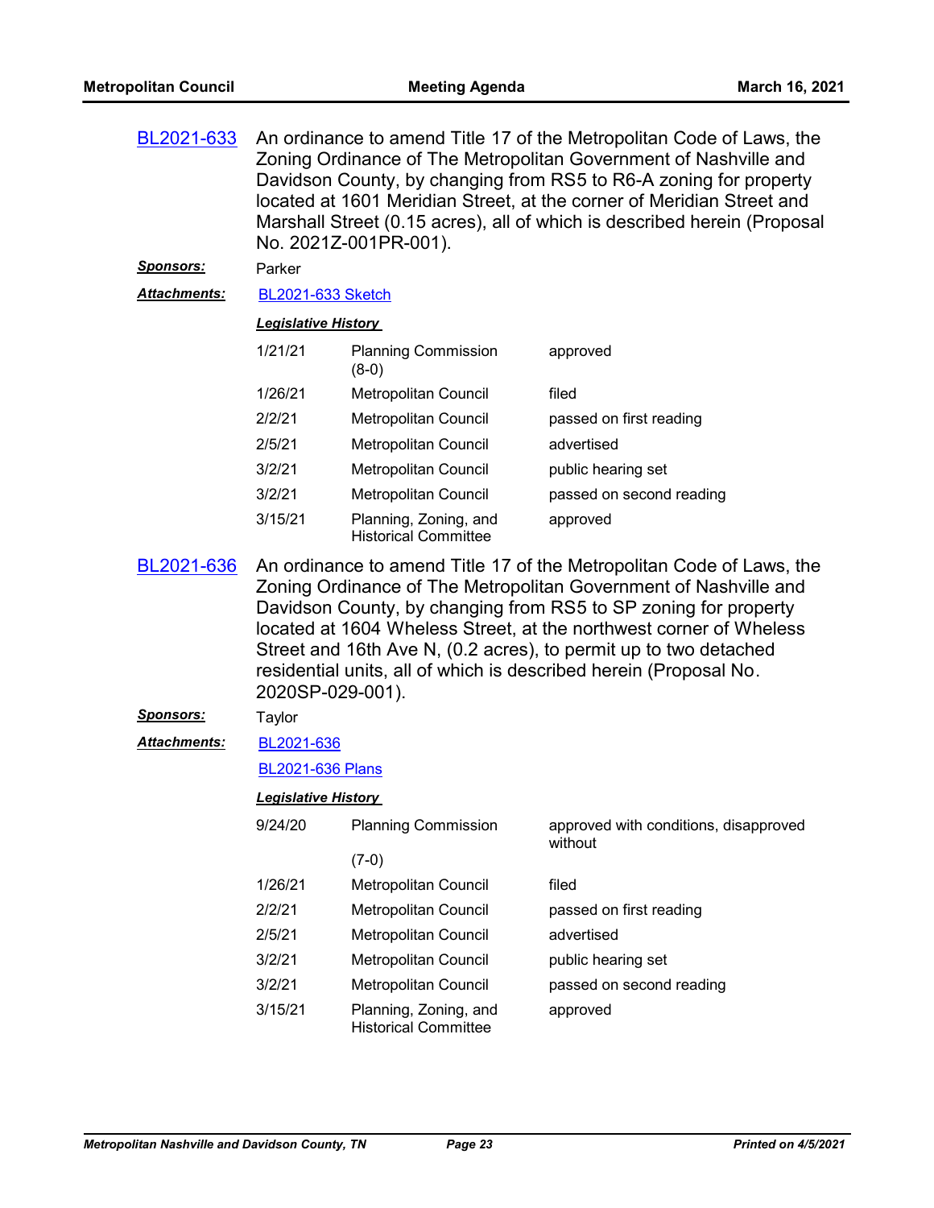**BL2021-633** An ordinance to amend Title 17 of the Metropolitan Code of Laws, the Zoning Ordinance of The Metropolitan Government of Nashville and Davidson County, by changing from RS5 to R6-A zoning for property located at 1601 Meridian Street, at the corner of Meridian Street and Marshall Street (0.15 acres), all of which is described herein (Proposal No. 2021Z-001PR-001).

***Sponsors:*** Parker

***Attachments:*** BL2021-633 Sketch

***Legislative History***

| Date | Body | Action |
|---|---|---|
| 1/21/21 | Planning Commission (8-0) | approved |
| 1/26/21 | Metropolitan Council | filed |
| 2/2/21 | Metropolitan Council | passed on first reading |
| 2/5/21 | Metropolitan Council | advertised |
| 3/2/21 | Metropolitan Council | public hearing set |
| 3/2/21 | Metropolitan Council | passed on second reading |
| 3/15/21 | Planning, Zoning, and Historical Committee | approved |

**BL2021-636** An ordinance to amend Title 17 of the Metropolitan Code of Laws, the Zoning Ordinance of The Metropolitan Government of Nashville and Davidson County, by changing from RS5 to SP zoning for property located at 1604 Wheless Street, at the northwest corner of Wheless Street and 16th Ave N, (0.2 acres), to permit up to two detached residential units, all of which is described herein (Proposal No. 2020SP-029-001).

***Sponsors:*** Taylor

***Attachments:*** BL2021-636

BL2021-636 Plans

***Legislative History***

| Date | Body | Action |
|---|---|---|
| 9/24/20 | Planning Commission (7-0) | approved with conditions, disapproved without |
| 1/26/21 | Metropolitan Council | filed |
| 2/2/21 | Metropolitan Council | passed on first reading |
| 2/5/21 | Metropolitan Council | advertised |
| 3/2/21 | Metropolitan Council | public hearing set |
| 3/2/21 | Metropolitan Council | passed on second reading |
| 3/15/21 | Planning, Zoning, and Historical Committee | approved |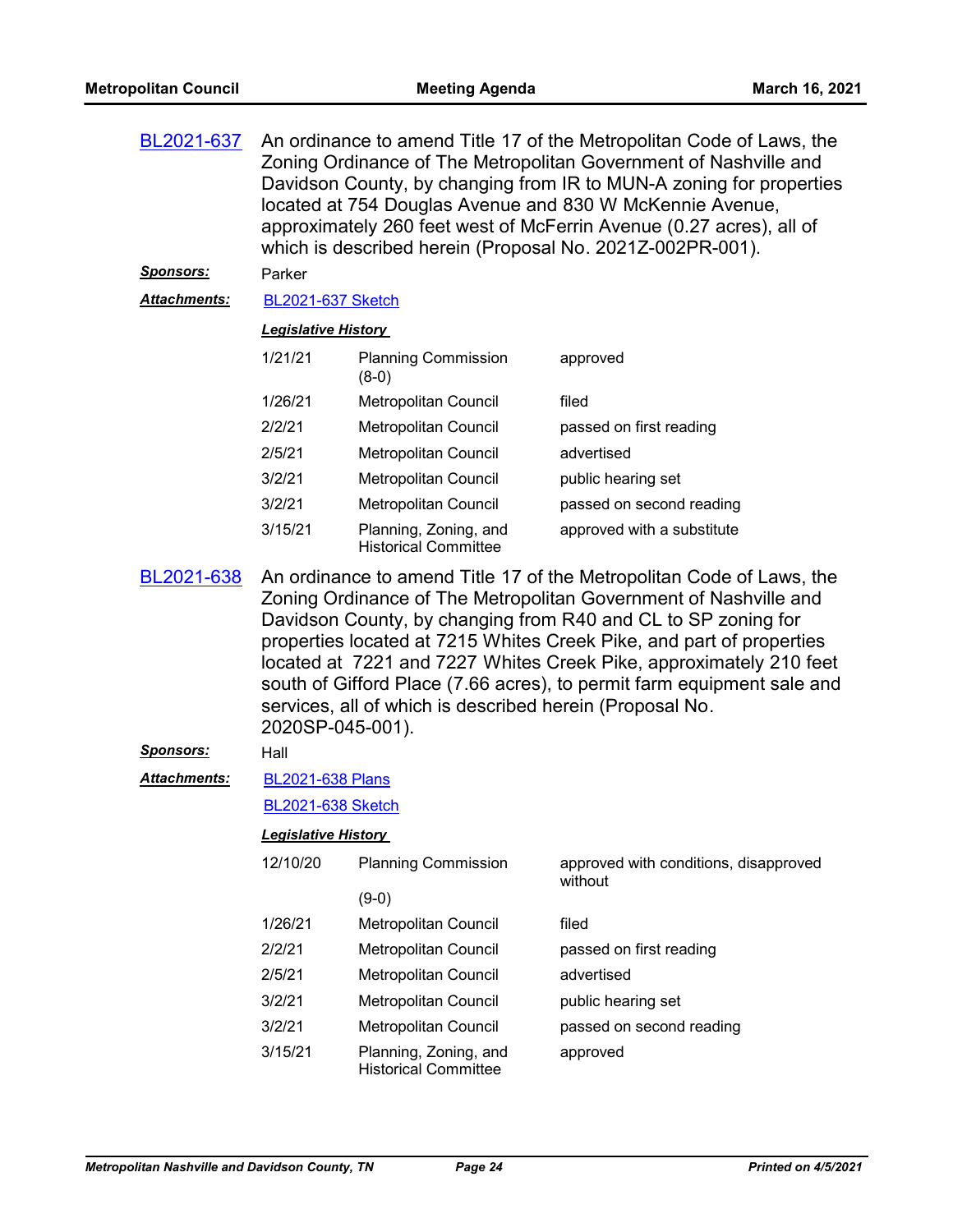**BL2021-637** An ordinance to amend Title 17 of the Metropolitan Code of Laws, the Zoning Ordinance of The Metropolitan Government of Nashville and Davidson County, by changing from IR to MUN-A zoning for properties located at 754 Douglas Avenue and 830 W McKennie Avenue, approximately 260 feet west of McFerrin Avenue (0.27 acres), all of which is described herein (Proposal No. 2021Z-002PR-001).

***Sponsors:*** Parker

***Attachments:*** BL2021-637 Sketch

***Legislative History***

| | | |
|---|---|---|
| 1/21/21 | Planning Commission (8-0) | approved |
| 1/26/21 | Metropolitan Council | filed |
| 2/2/21 | Metropolitan Council | passed on first reading |
| 2/5/21 | Metropolitan Council | advertised |
| 3/2/21 | Metropolitan Council | public hearing set |
| 3/2/21 | Metropolitan Council | passed on second reading |
| 3/15/21 | Planning, Zoning, and Historical Committee | approved with a substitute |

**BL2021-638** An ordinance to amend Title 17 of the Metropolitan Code of Laws, the Zoning Ordinance of The Metropolitan Government of Nashville and Davidson County, by changing from R40 and CL to SP zoning for properties located at 7215 Whites Creek Pike, and part of properties located at 7221 and 7227 Whites Creek Pike, approximately 210 feet south of Gifford Place (7.66 acres), to permit farm equipment sale and services, all of which is described herein (Proposal No. 2020SP-045-001).

***Sponsors:*** Hall

***Attachments:*** BL2021-638 Plans

BL2021-638 Sketch

***Legislative History***

| | | |
|---|---|---|
| 12/10/20 | Planning Commission (9-0) | approved with conditions, disapproved without |
| 1/26/21 | Metropolitan Council | filed |
| 2/2/21 | Metropolitan Council | passed on first reading |
| 2/5/21 | Metropolitan Council | advertised |
| 3/2/21 | Metropolitan Council | public hearing set |
| 3/2/21 | Metropolitan Council | passed on second reading |
| 3/15/21 | Planning, Zoning, and Historical Committee | approved |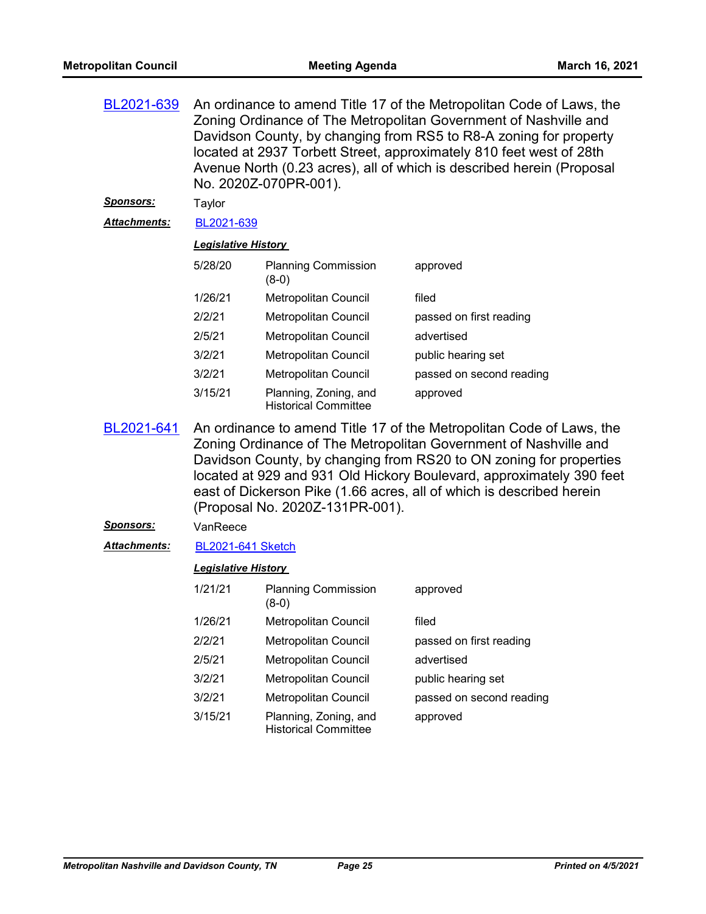**BL2021-639** An ordinance to amend Title 17 of the Metropolitan Code of Laws, the Zoning Ordinance of The Metropolitan Government of Nashville and Davidson County, by changing from RS5 to R8-A zoning for property located at 2937 Torbett Street, approximately 810 feet west of 28th Avenue North (0.23 acres), all of which is described herein (Proposal No. 2020Z-070PR-001).

***Sponsors:*** Taylor

***Attachments:*** BL2021-639

***Legislative History***

| | | |
|---|---|---|
| 5/28/20 | Planning Commission (8-0) | approved |
| 1/26/21 | Metropolitan Council | filed |
| 2/2/21 | Metropolitan Council | passed on first reading |
| 2/5/21 | Metropolitan Council | advertised |
| 3/2/21 | Metropolitan Council | public hearing set |
| 3/2/21 | Metropolitan Council | passed on second reading |
| 3/15/21 | Planning, Zoning, and Historical Committee | approved |

**BL2021-641** An ordinance to amend Title 17 of the Metropolitan Code of Laws, the Zoning Ordinance of The Metropolitan Government of Nashville and Davidson County, by changing from RS20 to ON zoning for properties located at 929 and 931 Old Hickory Boulevard, approximately 390 feet east of Dickerson Pike (1.66 acres, all of which is described herein (Proposal No. 2020Z-131PR-001).

***Sponsors:*** VanReece

***Attachments:*** BL2021-641 Sketch

***Legislative History***

| | | |
|---|---|---|
| 1/21/21 | Planning Commission (8-0) | approved |
| 1/26/21 | Metropolitan Council | filed |
| 2/2/21 | Metropolitan Council | passed on first reading |
| 2/5/21 | Metropolitan Council | advertised |
| 3/2/21 | Metropolitan Council | public hearing set |
| 3/2/21 | Metropolitan Council | passed on second reading |
| 3/15/21 | Planning, Zoning, and Historical Committee | approved |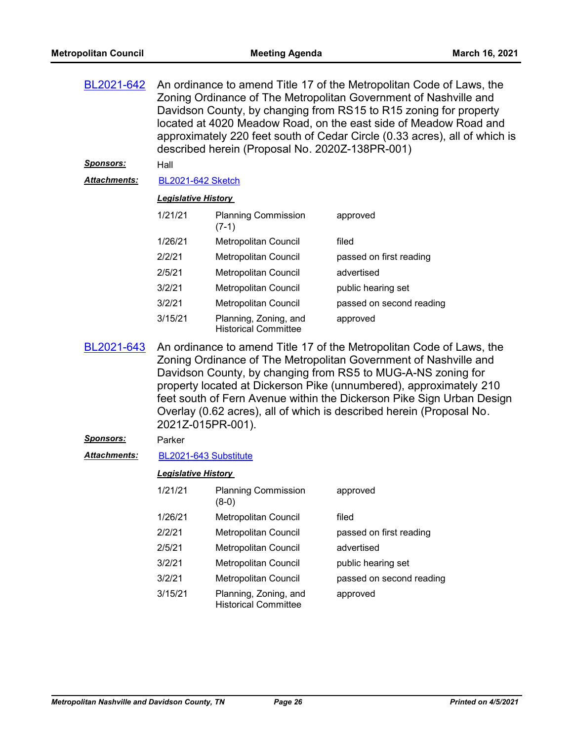**BL2021-642** An ordinance to amend Title 17 of the Metropolitan Code of Laws, the Zoning Ordinance of The Metropolitan Government of Nashville and Davidson County, by changing from RS15 to R15 zoning for property located at 4020 Meadow Road, on the east side of Meadow Road and approximately 220 feet south of Cedar Circle (0.33 acres), all of which is described herein (Proposal No. 2020Z-138PR-001)

***Sponsors:*** Hall

***Attachments:*** BL2021-642 Sketch

***Legislative History***

| | | |
|---|---|---|
| 1/21/21 | Planning Commission (7-1) | approved |
| 1/26/21 | Metropolitan Council | filed |
| 2/2/21 | Metropolitan Council | passed on first reading |
| 2/5/21 | Metropolitan Council | advertised |
| 3/2/21 | Metropolitan Council | public hearing set |
| 3/2/21 | Metropolitan Council | passed on second reading |
| 3/15/21 | Planning, Zoning, and Historical Committee | approved |

**BL2021-643** An ordinance to amend Title 17 of the Metropolitan Code of Laws, the Zoning Ordinance of The Metropolitan Government of Nashville and Davidson County, by changing from RS5 to MUG-A-NS zoning for property located at Dickerson Pike (unnumbered), approximately 210 feet south of Fern Avenue within the Dickerson Pike Sign Urban Design Overlay (0.62 acres), all of which is described herein (Proposal No. 2021Z-015PR-001).

***Sponsors:*** Parker

***Attachments:*** BL2021-643 Substitute

***Legislative History***

| | | |
|---|---|---|
| 1/21/21 | Planning Commission (8-0) | approved |
| 1/26/21 | Metropolitan Council | filed |
| 2/2/21 | Metropolitan Council | passed on first reading |
| 2/5/21 | Metropolitan Council | advertised |
| 3/2/21 | Metropolitan Council | public hearing set |
| 3/2/21 | Metropolitan Council | passed on second reading |
| 3/15/21 | Planning, Zoning, and Historical Committee | approved |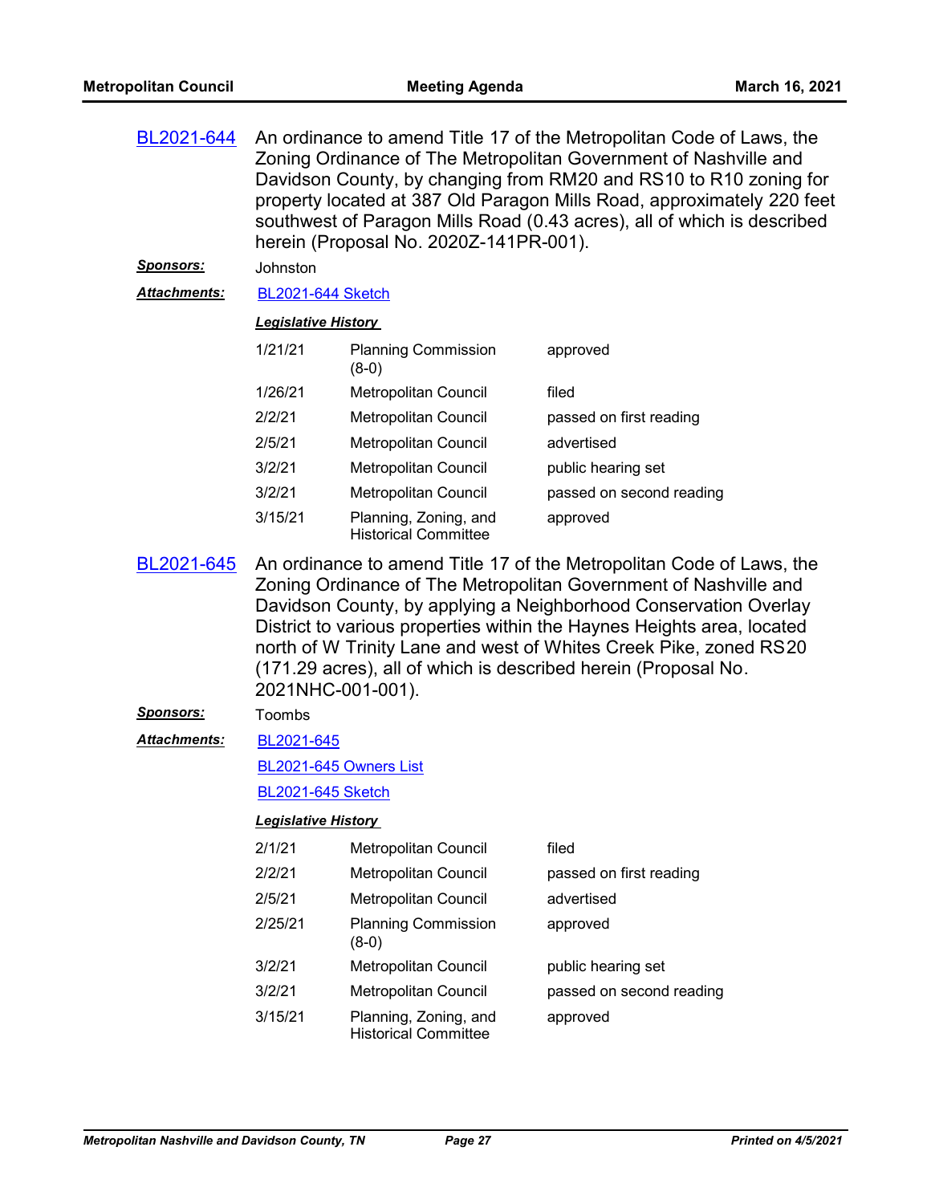**BL2021-644** An ordinance to amend Title 17 of the Metropolitan Code of Laws, the Zoning Ordinance of The Metropolitan Government of Nashville and Davidson County, by changing from RM20 and RS10 to R10 zoning for property located at 387 Old Paragon Mills Road, approximately 220 feet southwest of Paragon Mills Road (0.43 acres), all of which is described herein (Proposal No. 2020Z-141PR-001).

***Sponsors:*** Johnston

***Attachments:*** BL2021-644 Sketch

***Legislative History***

| | | |
|---|---|---|
| 1/21/21 | Planning Commission (8-0) | approved |
| 1/26/21 | Metropolitan Council | filed |
| 2/2/21 | Metropolitan Council | passed on first reading |
| 2/5/21 | Metropolitan Council | advertised |
| 3/2/21 | Metropolitan Council | public hearing set |
| 3/2/21 | Metropolitan Council | passed on second reading |
| 3/15/21 | Planning, Zoning, and Historical Committee | approved |

**BL2021-645** An ordinance to amend Title 17 of the Metropolitan Code of Laws, the Zoning Ordinance of The Metropolitan Government of Nashville and Davidson County, by applying a Neighborhood Conservation Overlay District to various properties within the Haynes Heights area, located north of W Trinity Lane and west of Whites Creek Pike, zoned RS20 (171.29 acres), all of which is described herein (Proposal No. 2021NHC-001-001).

***Sponsors:*** Toombs

***Attachments:*** BL2021-645

BL2021-645 Owners List

BL2021-645 Sketch

***Legislative History***

| | | |
|---|---|---|
| 2/1/21 | Metropolitan Council | filed |
| 2/2/21 | Metropolitan Council | passed on first reading |
| 2/5/21 | Metropolitan Council | advertised |
| 2/25/21 | Planning Commission (8-0) | approved |
| 3/2/21 | Metropolitan Council | public hearing set |
| 3/2/21 | Metropolitan Council | passed on second reading |
| 3/15/21 | Planning, Zoning, and Historical Committee | approved |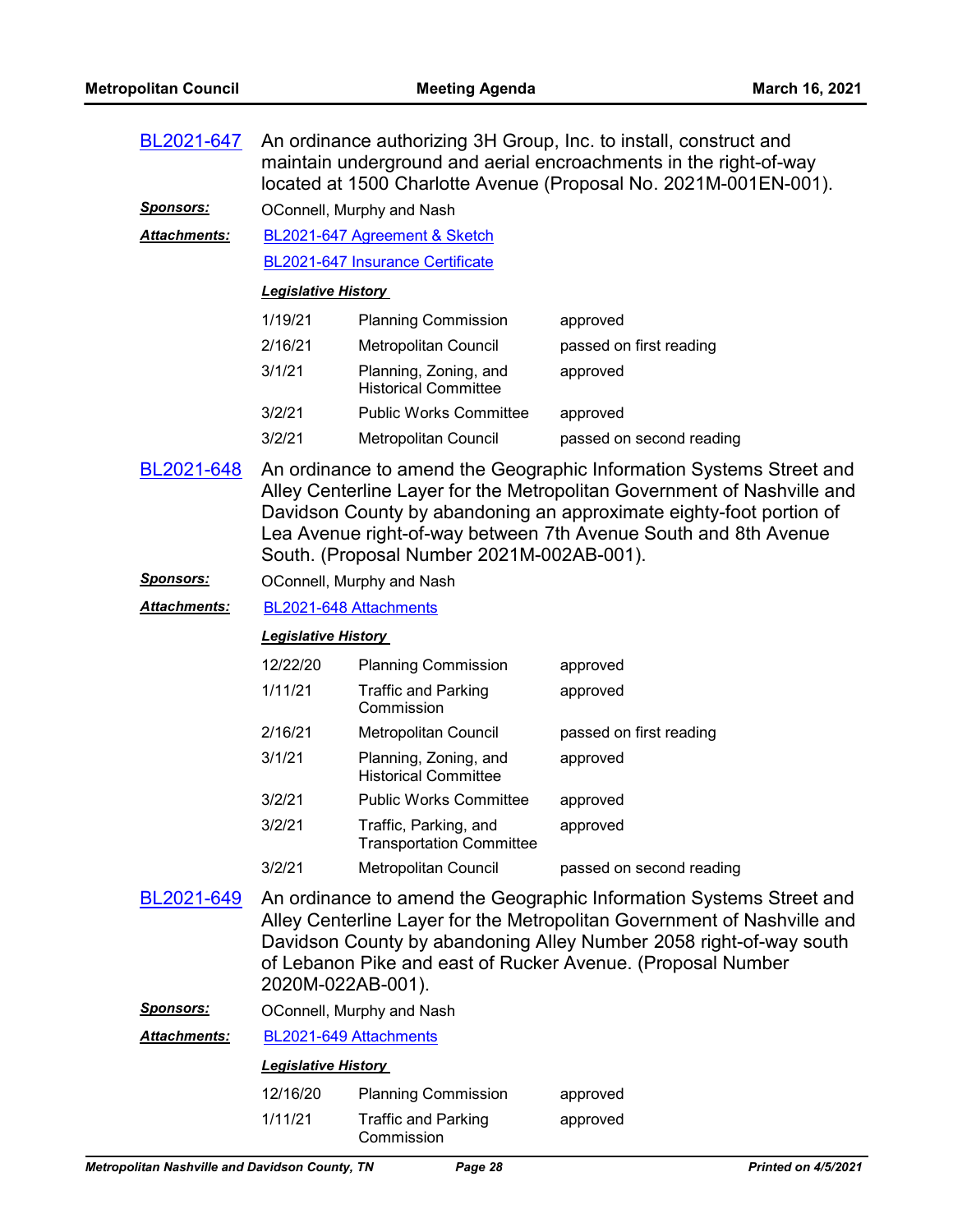**BL2021-647** An ordinance authorizing 3H Group, Inc. to install, construct and maintain underground and aerial encroachments in the right-of-way located at 1500 Charlotte Avenue (Proposal No. 2021M-001EN-001).

***Sponsors:*** OConnell, Murphy and Nash

***Attachments:*** BL2021-647 Agreement & Sketch

BL2021-647 Insurance Certificate

***Legislative History***

| | | |
|---|---|---|
| 1/19/21 | Planning Commission | approved |
| 2/16/21 | Metropolitan Council | passed on first reading |
| 3/1/21 | Planning, Zoning, and Historical Committee | approved |
| 3/2/21 | Public Works Committee | approved |
| 3/2/21 | Metropolitan Council | passed on second reading |

**BL2021-648** An ordinance to amend the Geographic Information Systems Street and Alley Centerline Layer for the Metropolitan Government of Nashville and Davidson County by abandoning an approximate eighty-foot portion of Lea Avenue right-of-way between 7th Avenue South and 8th Avenue South. (Proposal Number 2021M-002AB-001).

***Sponsors:*** OConnell, Murphy and Nash

***Attachments:*** BL2021-648 Attachments

***Legislative History***

| | | |
|---|---|---|
| 12/22/20 | Planning Commission | approved |
| 1/11/21 | Traffic and Parking Commission | approved |
| 2/16/21 | Metropolitan Council | passed on first reading |
| 3/1/21 | Planning, Zoning, and Historical Committee | approved |
| 3/2/21 | Public Works Committee | approved |
| 3/2/21 | Traffic, Parking, and Transportation Committee | approved |
| 3/2/21 | Metropolitan Council | passed on second reading |

**BL2021-649** An ordinance to amend the Geographic Information Systems Street and Alley Centerline Layer for the Metropolitan Government of Nashville and Davidson County by abandoning Alley Number 2058 right-of-way south of Lebanon Pike and east of Rucker Avenue. (Proposal Number 2020M-022AB-001).

***Sponsors:*** OConnell, Murphy and Nash

***Attachments:*** BL2021-649 Attachments

***Legislative History***

| | | |
|---|---|---|
| 12/16/20 | Planning Commission | approved |
| 1/11/21 | Traffic and Parking Commission | approved |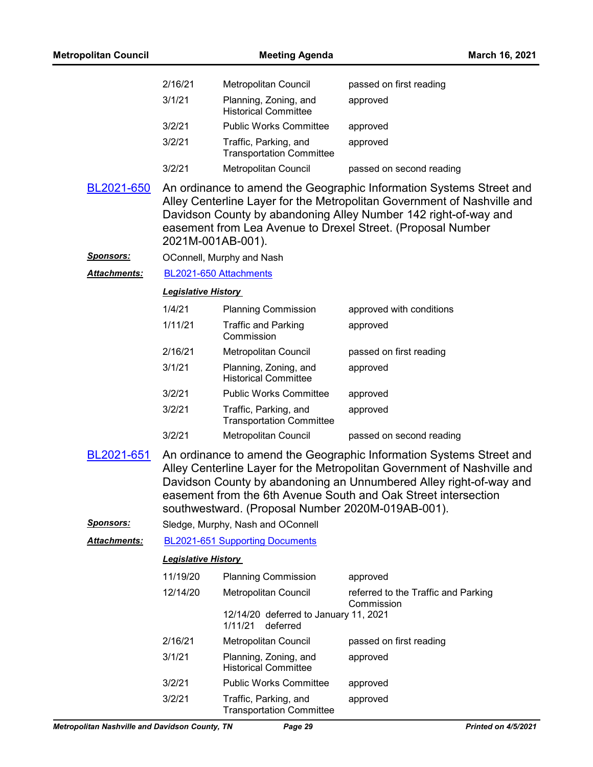| | | |
|---|---|---|
| 2/16/21 | Metropolitan Council | passed on first reading |
| 3/1/21 | Planning, Zoning, and Historical Committee | approved |
| 3/2/21 | Public Works Committee | approved |
| 3/2/21 | Traffic, Parking, and Transportation Committee | approved |
| 3/2/21 | Metropolitan Council | passed on second reading |

**BL2021-650** An ordinance to amend the Geographic Information Systems Street and Alley Centerline Layer for the Metropolitan Government of Nashville and Davidson County by abandoning Alley Number 142 right-of-way and easement from Lea Avenue to Drexel Street. (Proposal Number 2021M-001AB-001).

***Sponsors:*** OConnell, Murphy and Nash

***Attachments:*** BL2021-650 Attachments

***Legislative History***

| | | |
|---|---|---|
| 1/4/21 | Planning Commission | approved with conditions |
| 1/11/21 | Traffic and Parking Commission | approved |
| 2/16/21 | Metropolitan Council | passed on first reading |
| 3/1/21 | Planning, Zoning, and Historical Committee | approved |
| 3/2/21 | Public Works Committee | approved |
| 3/2/21 | Traffic, Parking, and Transportation Committee | approved |
| 3/2/21 | Metropolitan Council | passed on second reading |

**BL2021-651** An ordinance to amend the Geographic Information Systems Street and Alley Centerline Layer for the Metropolitan Government of Nashville and Davidson County by abandoning an Unnumbered Alley right-of-way and easement from the 6th Avenue South and Oak Street intersection southwestward. (Proposal Number 2020M-019AB-001).

***Sponsors:*** Sledge, Murphy, Nash and OConnell

***Attachments:*** BL2021-651 Supporting Documents

***Legislative History***

| | | |
|---|---|---|
| 11/19/20 | Planning Commission | approved |
| 12/14/20 | Metropolitan Council | referred to the Traffic and Parking Commission |
| | 12/14/20 deferred to January 11, 2021<br>1/11/21 deferred | |
| 2/16/21 | Metropolitan Council | passed on first reading |
| 3/1/21 | Planning, Zoning, and Historical Committee | approved |
| 3/2/21 | Public Works Committee | approved |
| 3/2/21 | Traffic, Parking, and Transportation Committee | approved |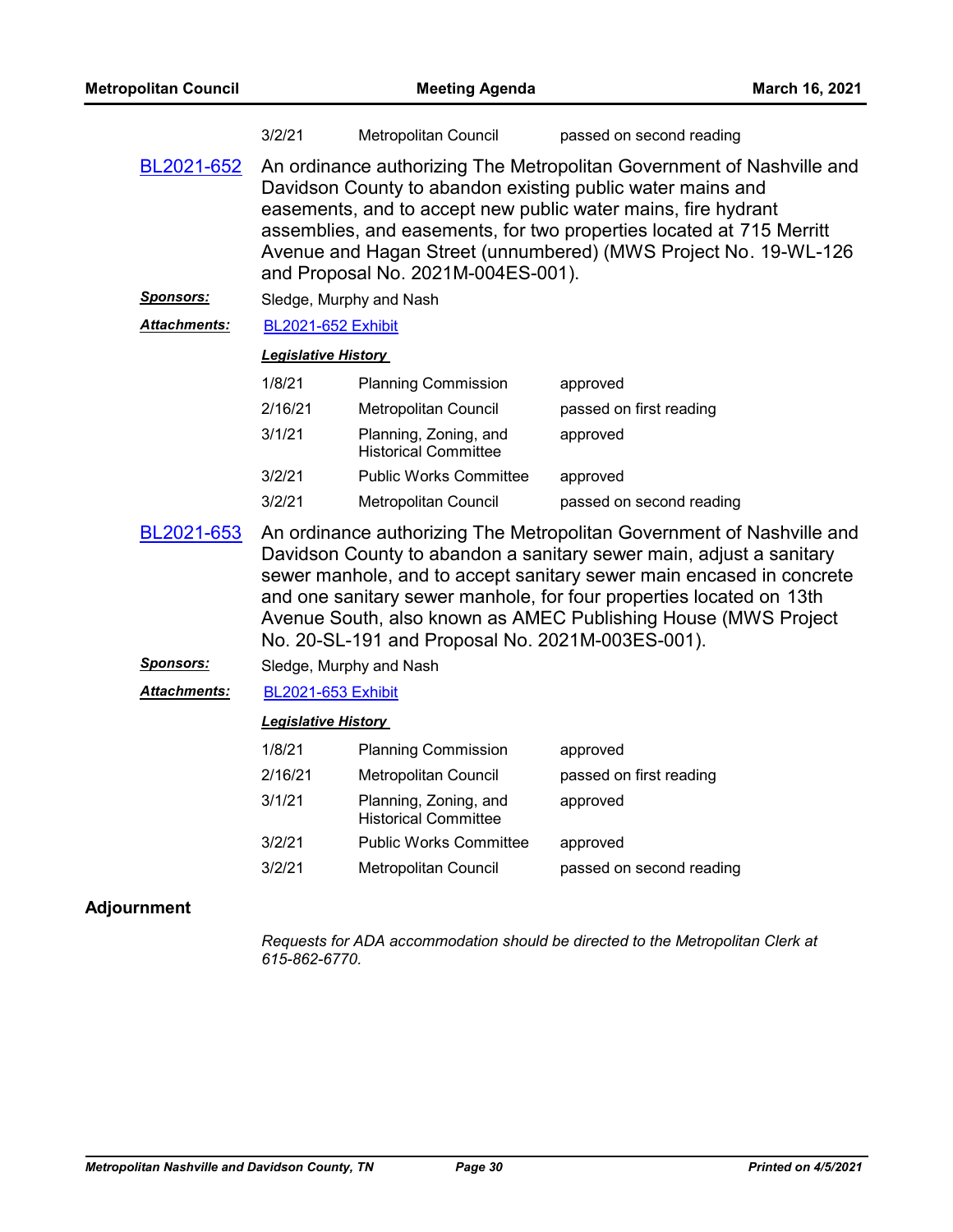| | | |
|---|---|---|
| 3/2/21 | Metropolitan Council | passed on second reading |

**BL2021-652** An ordinance authorizing The Metropolitan Government of Nashville and Davidson County to abandon existing public water mains and easements, and to accept new public water mains, fire hydrant assemblies, and easements, for two properties located at 715 Merritt Avenue and Hagan Street (unnumbered) (MWS Project No. 19-WL-126 and Proposal No. 2021M-004ES-001).

***Sponsors:*** Sledge, Murphy and Nash

***Attachments:*** BL2021-652 Exhibit

***Legislative History***

| | | |
|---|---|---|
| 1/8/21 | Planning Commission | approved |
| 2/16/21 | Metropolitan Council | passed on first reading |
| 3/1/21 | Planning, Zoning, and Historical Committee | approved |
| 3/2/21 | Public Works Committee | approved |
| 3/2/21 | Metropolitan Council | passed on second reading |

**BL2021-653** An ordinance authorizing The Metropolitan Government of Nashville and Davidson County to abandon a sanitary sewer main, adjust a sanitary sewer manhole, and to accept sanitary sewer main encased in concrete and one sanitary sewer manhole, for four properties located on 13th Avenue South, also known as AMEC Publishing House (MWS Project No. 20-SL-191 and Proposal No. 2021M-003ES-001).

***Sponsors:*** Sledge, Murphy and Nash

***Attachments:*** BL2021-653 Exhibit

***Legislative History***

| | | |
|---|---|---|
| 1/8/21 | Planning Commission | approved |
| 2/16/21 | Metropolitan Council | passed on first reading |
| 3/1/21 | Planning, Zoning, and Historical Committee | approved |
| 3/2/21 | Public Works Committee | approved |
| 3/2/21 | Metropolitan Council | passed on second reading |

## Adjournment

*Requests for ADA accommodation should be directed to the Metropolitan Clerk at 615-862-6770.*